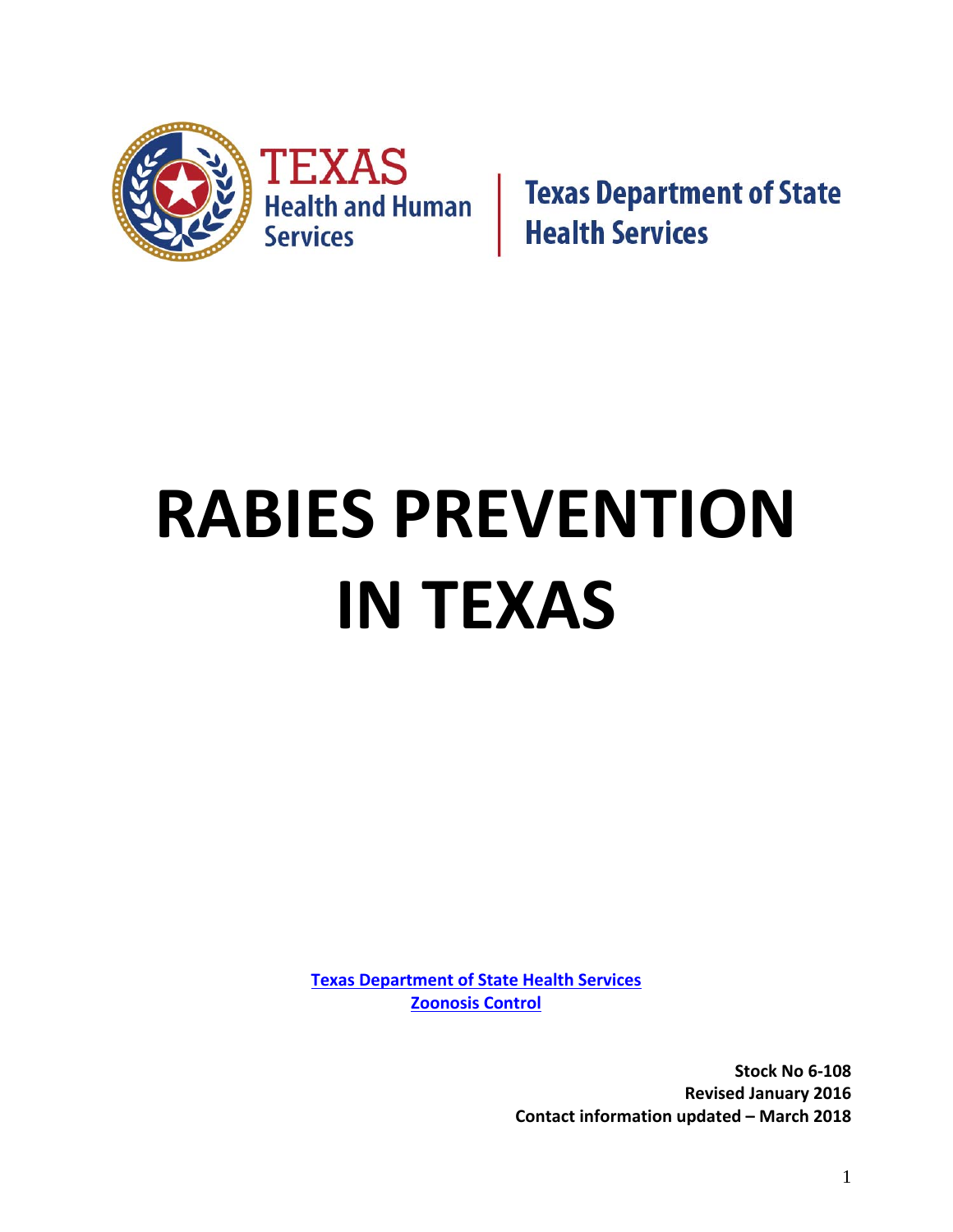TEXAS Health and Human Services | Texas Department of State Health Services

# RABIES PREVENTION IN TEXAS

Texas Department of State Health Services
Zoonosis Control

**Stock No 6-108**
**Revised January 2016**
**Contact information updated – March 2018**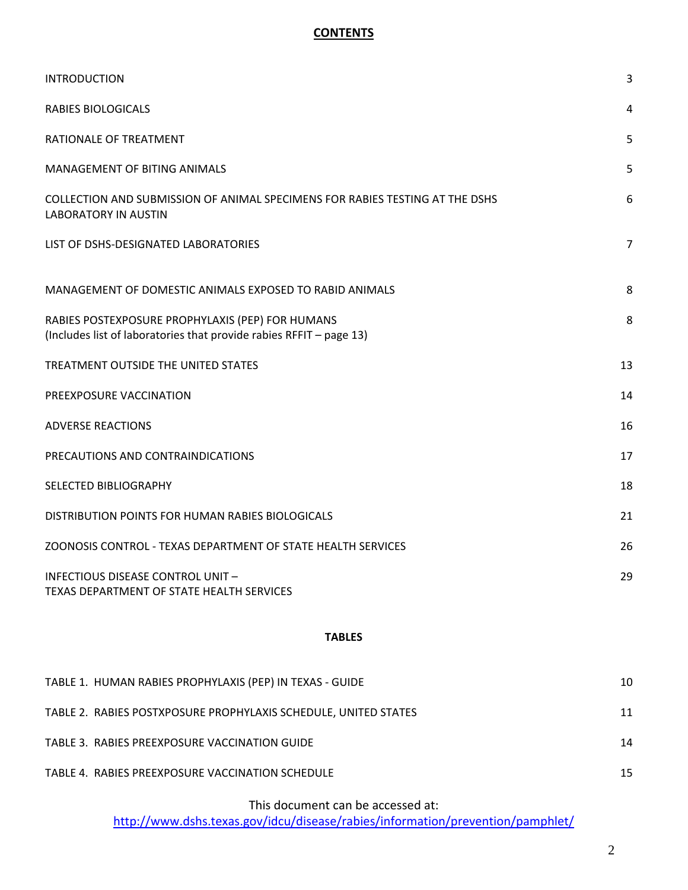# CONTENTS

| | |
|---|---|
| INTRODUCTION | 3 |
| RABIES BIOLOGICALS | 4 |
| RATIONALE OF TREATMENT | 5 |
| MANAGEMENT OF BITING ANIMALS | 5 |
| COLLECTION AND SUBMISSION OF ANIMAL SPECIMENS FOR RABIES TESTING AT THE DSHS LABORATORY IN AUSTIN | 6 |
| LIST OF DSHS-DESIGNATED LABORATORIES | 7 |
| MANAGEMENT OF DOMESTIC ANIMALS EXPOSED TO RABID ANIMALS | 8 |
| RABIES POSTEXPOSURE PROPHYLAXIS (PEP) FOR HUMANS (Includes list of laboratories that provide rabies RFFIT – page 13) | 8 |
| TREATMENT OUTSIDE THE UNITED STATES | 13 |
| PREEXPOSURE VACCINATION | 14 |
| ADVERSE REACTIONS | 16 |
| PRECAUTIONS AND CONTRAINDICATIONS | 17 |
| SELECTED BIBLIOGRAPHY | 18 |
| DISTRIBUTION POINTS FOR HUMAN RABIES BIOLOGICALS | 21 |
| ZOONOSIS CONTROL - TEXAS DEPARTMENT OF STATE HEALTH SERVICES | 26 |
| INFECTIOUS DISEASE CONTROL UNIT – TEXAS DEPARTMENT OF STATE HEALTH SERVICES | 29 |

## TABLES

| | |
|---|---|
| TABLE 1. HUMAN RABIES PROPHYLAXIS (PEP) IN TEXAS - GUIDE | 10 |
| TABLE 2. RABIES POSTXPOSURE PROPHYLAXIS SCHEDULE, UNITED STATES | 11 |
| TABLE 3. RABIES PREEXPOSURE VACCINATION GUIDE | 14 |
| TABLE 4. RABIES PREEXPOSURE VACCINATION SCHEDULE | 15 |

This document can be accessed at:
http://www.dshs.texas.gov/idcu/disease/rabies/information/prevention/pamphlet/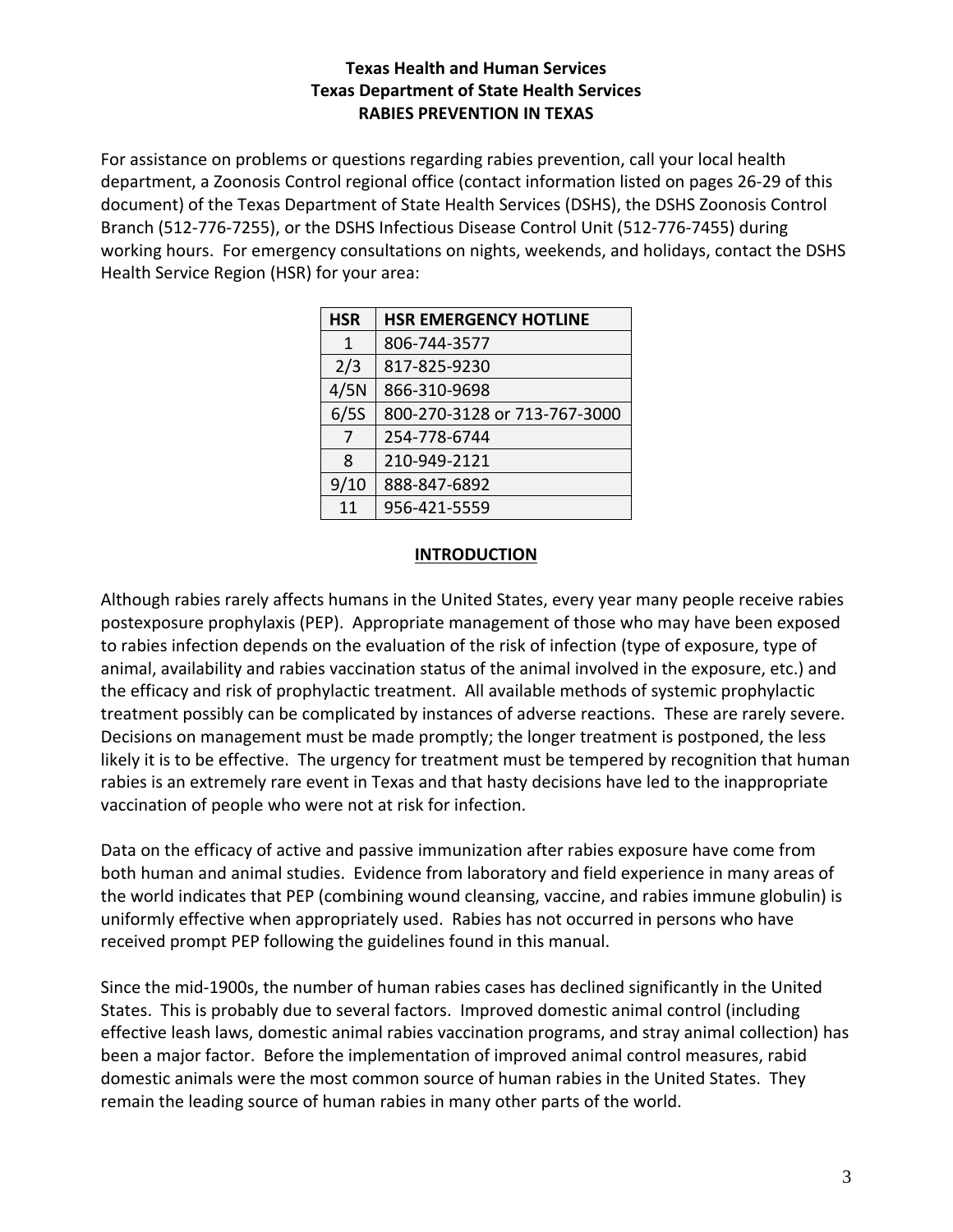**Texas Health and Human Services**
**Texas Department of State Health Services**
**RABIES PREVENTION IN TEXAS**

For assistance on problems or questions regarding rabies prevention, call your local health department, a Zoonosis Control regional office (contact information listed on pages 26-29 of this document) of the Texas Department of State Health Services (DSHS), the DSHS Zoonosis Control Branch (512-776-7255), or the DSHS Infectious Disease Control Unit (512-776-7455) during working hours. For emergency consultations on nights, weekends, and holidays, contact the DSHS Health Service Region (HSR) for your area:

| HSR | HSR EMERGENCY HOTLINE |
|---|---|
| 1 | 806-744-3577 |
| 2/3 | 817-825-9230 |
| 4/5N | 866-310-9698 |
| 6/5S | 800-270-3128 or 713-767-3000 |
| 7 | 254-778-6744 |
| 8 | 210-949-2121 |
| 9/10 | 888-847-6892 |
| 11 | 956-421-5559 |

## INTRODUCTION

Although rabies rarely affects humans in the United States, every year many people receive rabies postexposure prophylaxis (PEP). Appropriate management of those who may have been exposed to rabies infection depends on the evaluation of the risk of infection (type of exposure, type of animal, availability and rabies vaccination status of the animal involved in the exposure, etc.) and the efficacy and risk of prophylactic treatment. All available methods of systemic prophylactic treatment possibly can be complicated by instances of adverse reactions. These are rarely severe. Decisions on management must be made promptly; the longer treatment is postponed, the less likely it is to be effective. The urgency for treatment must be tempered by recognition that human rabies is an extremely rare event in Texas and that hasty decisions have led to the inappropriate vaccination of people who were not at risk for infection.

Data on the efficacy of active and passive immunization after rabies exposure have come from both human and animal studies. Evidence from laboratory and field experience in many areas of the world indicates that PEP (combining wound cleansing, vaccine, and rabies immune globulin) is uniformly effective when appropriately used. Rabies has not occurred in persons who have received prompt PEP following the guidelines found in this manual.

Since the mid-1900s, the number of human rabies cases has declined significantly in the United States. This is probably due to several factors. Improved domestic animal control (including effective leash laws, domestic animal rabies vaccination programs, and stray animal collection) has been a major factor. Before the implementation of improved animal control measures, rabid domestic animals were the most common source of human rabies in the United States. They remain the leading source of human rabies in many other parts of the world.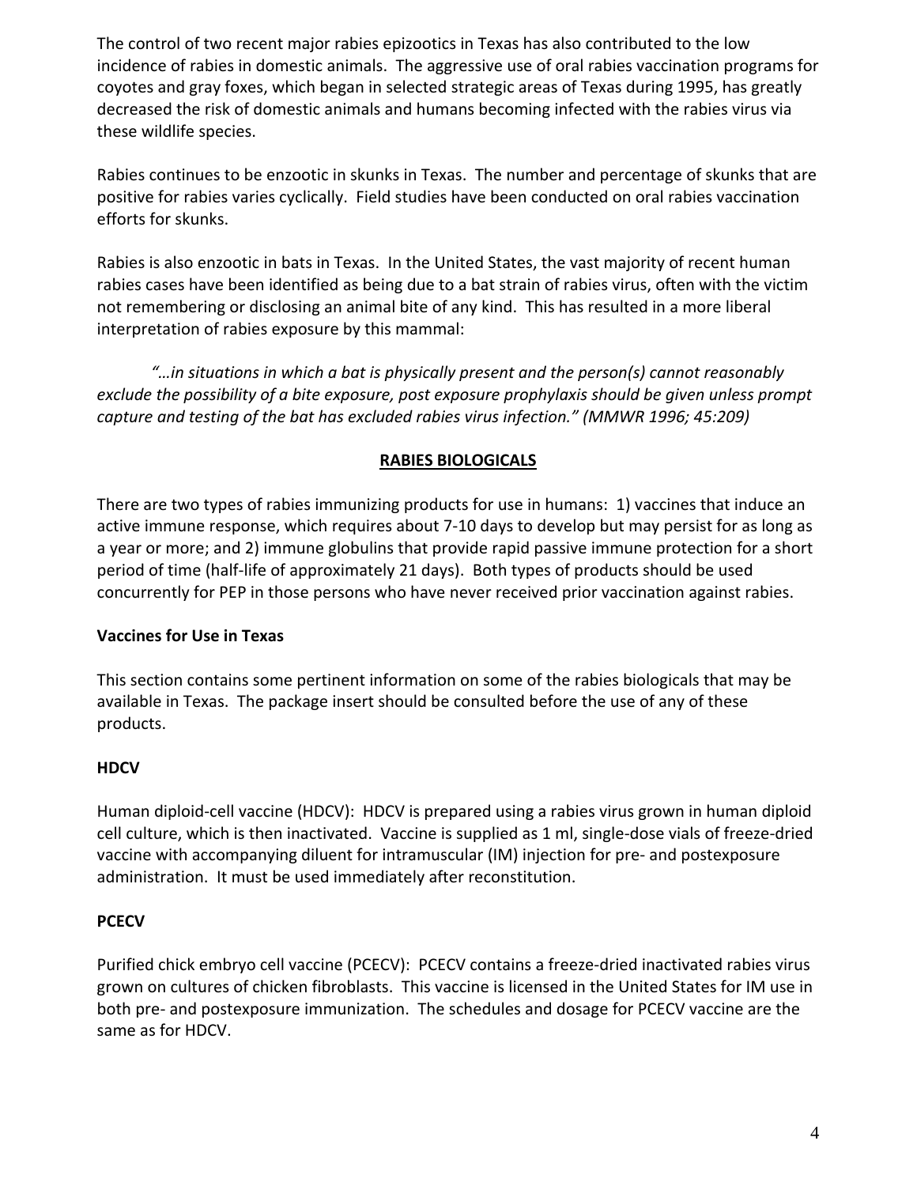The control of two recent major rabies epizootics in Texas has also contributed to the low incidence of rabies in domestic animals. The aggressive use of oral rabies vaccination programs for coyotes and gray foxes, which began in selected strategic areas of Texas during 1995, has greatly decreased the risk of domestic animals and humans becoming infected with the rabies virus via these wildlife species.

Rabies continues to be enzootic in skunks in Texas. The number and percentage of skunks that are positive for rabies varies cyclically. Field studies have been conducted on oral rabies vaccination efforts for skunks.

Rabies is also enzootic in bats in Texas. In the United States, the vast majority of recent human rabies cases have been identified as being due to a bat strain of rabies virus, often with the victim not remembering or disclosing an animal bite of any kind. This has resulted in a more liberal interpretation of rabies exposure by this mammal:

> *"…in situations in which a bat is physically present and the person(s) cannot reasonably exclude the possibility of a bite exposure, post exposure prophylaxis should be given unless prompt capture and testing of the bat has excluded rabies virus infection." (MMWR 1996; 45:209)*

## RABIES BIOLOGICALS

There are two types of rabies immunizing products for use in humans: 1) vaccines that induce an active immune response, which requires about 7-10 days to develop but may persist for as long as a year or more; and 2) immune globulins that provide rapid passive immune protection for a short period of time (half-life of approximately 21 days). Both types of products should be used concurrently for PEP in those persons who have never received prior vaccination against rabies.

### Vaccines for Use in Texas

This section contains some pertinent information on some of the rabies biologicals that may be available in Texas. The package insert should be consulted before the use of any of these products.

#### HDCV

Human diploid-cell vaccine (HDCV): HDCV is prepared using a rabies virus grown in human diploid cell culture, which is then inactivated. Vaccine is supplied as 1 ml, single-dose vials of freeze-dried vaccine with accompanying diluent for intramuscular (IM) injection for pre- and postexposure administration. It must be used immediately after reconstitution.

#### PCECV

Purified chick embryo cell vaccine (PCECV): PCECV contains a freeze-dried inactivated rabies virus grown on cultures of chicken fibroblasts. This vaccine is licensed in the United States for IM use in both pre- and postexposure immunization. The schedules and dosage for PCECV vaccine are the same as for HDCV.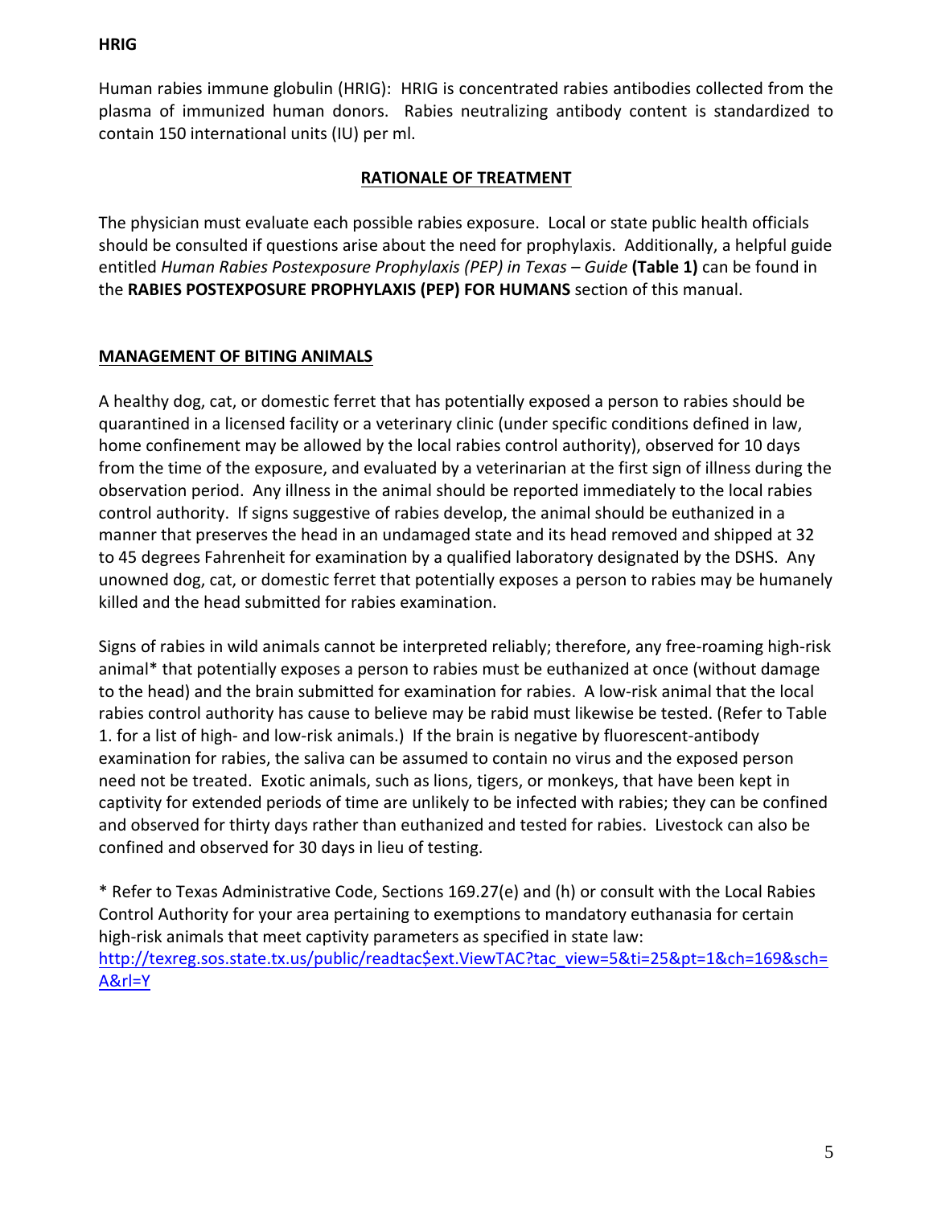**HRIG**

Human rabies immune globulin (HRIG): HRIG is concentrated rabies antibodies collected from the plasma of immunized human donors. Rabies neutralizing antibody content is standardized to contain 150 international units (IU) per ml.

## RATIONALE OF TREATMENT

The physician must evaluate each possible rabies exposure. Local or state public health officials should be consulted if questions arise about the need for prophylaxis. Additionally, a helpful guide entitled *Human Rabies Postexposure Prophylaxis (PEP) in Texas – Guide* **(Table 1)** can be found in the **RABIES POSTEXPOSURE PROPHYLAXIS (PEP) FOR HUMANS** section of this manual.

## MANAGEMENT OF BITING ANIMALS

A healthy dog, cat, or domestic ferret that has potentially exposed a person to rabies should be quarantined in a licensed facility or a veterinary clinic (under specific conditions defined in law, home confinement may be allowed by the local rabies control authority), observed for 10 days from the time of the exposure, and evaluated by a veterinarian at the first sign of illness during the observation period. Any illness in the animal should be reported immediately to the local rabies control authority. If signs suggestive of rabies develop, the animal should be euthanized in a manner that preserves the head in an undamaged state and its head removed and shipped at 32 to 45 degrees Fahrenheit for examination by a qualified laboratory designated by the DSHS. Any unowned dog, cat, or domestic ferret that potentially exposes a person to rabies may be humanely killed and the head submitted for rabies examination.

Signs of rabies in wild animals cannot be interpreted reliably; therefore, any free-roaming high-risk animal* that potentially exposes a person to rabies must be euthanized at once (without damage to the head) and the brain submitted for examination for rabies. A low-risk animal that the local rabies control authority has cause to believe may be rabid must likewise be tested. (Refer to Table 1. for a list of high- and low-risk animals.) If the brain is negative by fluorescent-antibody examination for rabies, the saliva can be assumed to contain no virus and the exposed person need not be treated. Exotic animals, such as lions, tigers, or monkeys, that have been kept in captivity for extended periods of time are unlikely to be infected with rabies; they can be confined and observed for thirty days rather than euthanized and tested for rabies. Livestock can also be confined and observed for 30 days in lieu of testing.

* Refer to Texas Administrative Code, Sections 169.27(e) and (h) or consult with the Local Rabies Control Authority for your area pertaining to exemptions to mandatory euthanasia for certain high-risk animals that meet captivity parameters as specified in state law: http://texreg.sos.state.tx.us/public/readtac$ext.ViewTAC?tac_view=5&ti=25&pt=1&ch=169&sch=A&rl=Y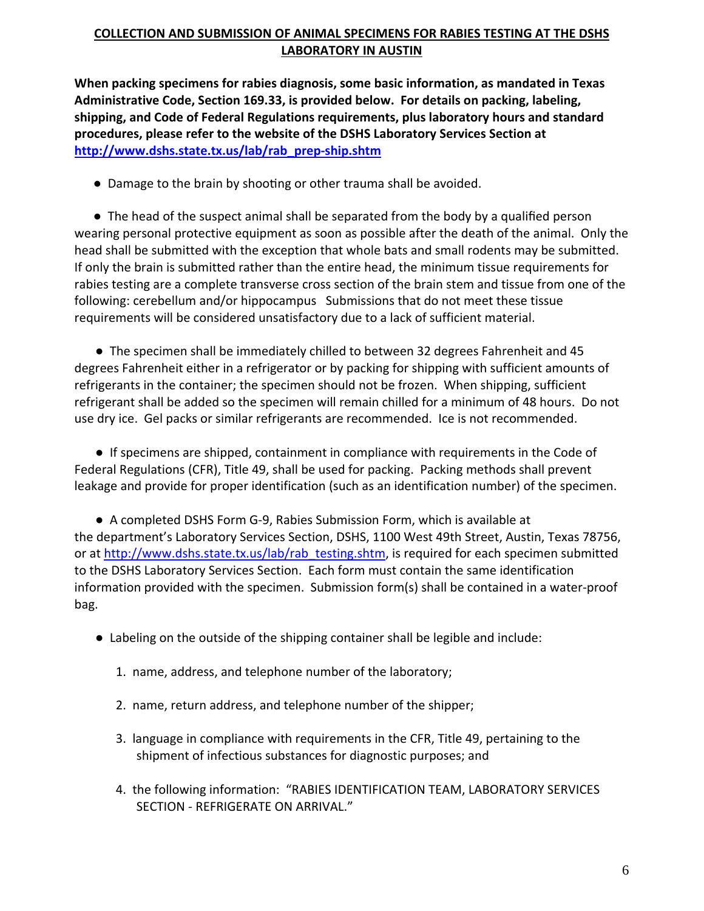## COLLECTION AND SUBMISSION OF ANIMAL SPECIMENS FOR RABIES TESTING AT THE DSHS LABORATORY IN AUSTIN

**When packing specimens for rabies diagnosis, some basic information, as mandated in Texas Administrative Code, Section 169.33, is provided below. For details on packing, labeling, shipping, and Code of Federal Regulations requirements, plus laboratory hours and standard procedures, please refer to the website of the DSHS Laboratory Services Section at [http://www.dshs.state.tx.us/lab/rab_prep-ship.shtm](http://www.dshs.state.tx.us/lab/rab_prep-ship.shtm)**

- Damage to the brain by shooting or other trauma shall be avoided.

- The head of the suspect animal shall be separated from the body by a qualified person wearing personal protective equipment as soon as possible after the death of the animal. Only the head shall be submitted with the exception that whole bats and small rodents may be submitted. If only the brain is submitted rather than the entire head, the minimum tissue requirements for rabies testing are a complete transverse cross section of the brain stem and tissue from one of the following: cerebellum and/or hippocampus Submissions that do not meet these tissue requirements will be considered unsatisfactory due to a lack of sufficient material.

- The specimen shall be immediately chilled to between 32 degrees Fahrenheit and 45 degrees Fahrenheit either in a refrigerator or by packing for shipping with sufficient amounts of refrigerants in the container; the specimen should not be frozen. When shipping, sufficient refrigerant shall be added so the specimen will remain chilled for a minimum of 48 hours. Do not use dry ice. Gel packs or similar refrigerants are recommended. Ice is not recommended.

- If specimens are shipped, containment in compliance with requirements in the Code of Federal Regulations (CFR), Title 49, shall be used for packing. Packing methods shall prevent leakage and provide for proper identification (such as an identification number) of the specimen.

- A completed DSHS Form G-9, Rabies Submission Form, which is available at the department's Laboratory Services Section, DSHS, 1100 West 49th Street, Austin, Texas 78756, or at [http://www.dshs.state.tx.us/lab/rab_testing.shtm](http://www.dshs.state.tx.us/lab/rab_testing.shtm), is required for each specimen submitted to the DSHS Laboratory Services Section. Each form must contain the same identification information provided with the specimen. Submission form(s) shall be contained in a water-proof bag.

- Labeling on the outside of the shipping container shall be legible and include:

  1. name, address, and telephone number of the laboratory;

  2. name, return address, and telephone number of the shipper;

  3. language in compliance with requirements in the CFR, Title 49, pertaining to the shipment of infectious substances for diagnostic purposes; and

  4. the following information: "RABIES IDENTIFICATION TEAM, LABORATORY SERVICES SECTION - REFRIGERATE ON ARRIVAL."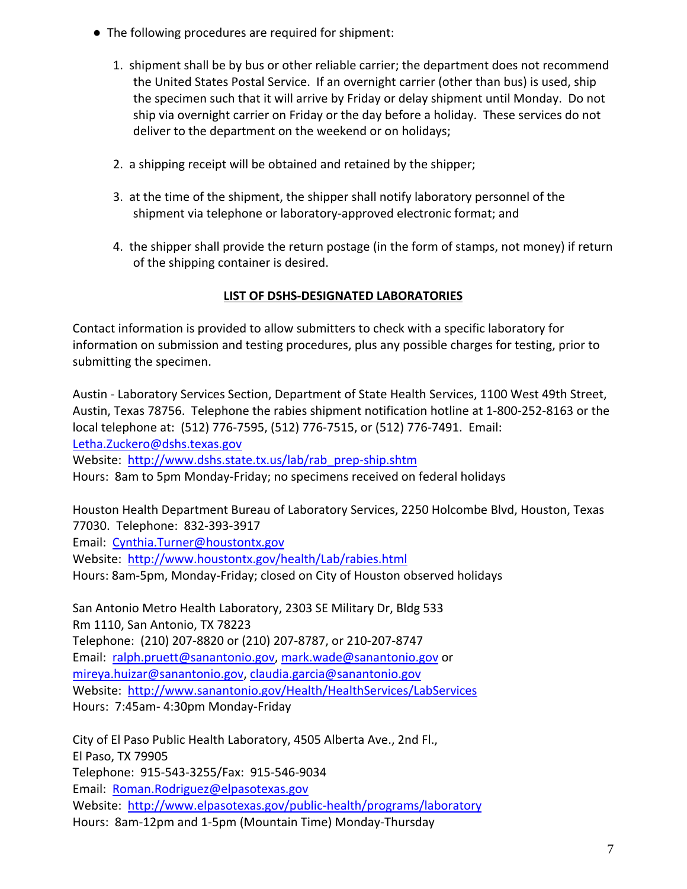- The following procedures are required for shipment:

    1. shipment shall be by bus or other reliable carrier; the department does not recommend the United States Postal Service. If an overnight carrier (other than bus) is used, ship the specimen such that it will arrive by Friday or delay shipment until Monday. Do not ship via overnight carrier on Friday or the day before a holiday. These services do not deliver to the department on the weekend or on holidays;

    2. a shipping receipt will be obtained and retained by the shipper;

    3. at the time of the shipment, the shipper shall notify laboratory personnel of the shipment via telephone or laboratory-approved electronic format; and

    4. the shipper shall provide the return postage (in the form of stamps, not money) if return of the shipping container is desired.

## LIST OF DSHS-DESIGNATED LABORATORIES

Contact information is provided to allow submitters to check with a specific laboratory for information on submission and testing procedures, plus any possible charges for testing, prior to submitting the specimen.

Austin - Laboratory Services Section, Department of State Health Services, 1100 West 49th Street, Austin, Texas 78756. Telephone the rabies shipment notification hotline at 1-800-252-8163 or the local telephone at: (512) 776-7595, (512) 776-7515, or (512) 776-7491. Email: Letha.Zuckero@dshs.texas.gov
Website: http://www.dshs.state.tx.us/lab/rab_prep-ship.shtm
Hours: 8am to 5pm Monday-Friday; no specimens received on federal holidays

Houston Health Department Bureau of Laboratory Services, 2250 Holcombe Blvd, Houston, Texas 77030. Telephone: 832-393-3917
Email: Cynthia.Turner@houstontx.gov
Website: http://www.houstontx.gov/health/Lab/rabies.html
Hours: 8am-5pm, Monday-Friday; closed on City of Houston observed holidays

San Antonio Metro Health Laboratory, 2303 SE Military Dr, Bldg 533
Rm 1110, San Antonio, TX 78223
Telephone: (210) 207-8820 or (210) 207-8787, or 210-207-8747
Email: ralph.pruett@sanantonio.gov, mark.wade@sanantonio.gov or mireya.huizar@sanantonio.gov, claudia.garcia@sanantonio.gov
Website: http://www.sanantonio.gov/Health/HealthServices/LabServices
Hours: 7:45am- 4:30pm Monday-Friday

City of El Paso Public Health Laboratory, 4505 Alberta Ave., 2nd Fl.,
El Paso, TX 79905
Telephone: 915-543-3255/Fax: 915-546-9034
Email: Roman.Rodriguez@elpasotexas.gov
Website: http://www.elpasotexas.gov/public-health/programs/laboratory
Hours: 8am-12pm and 1-5pm (Mountain Time) Monday-Thursday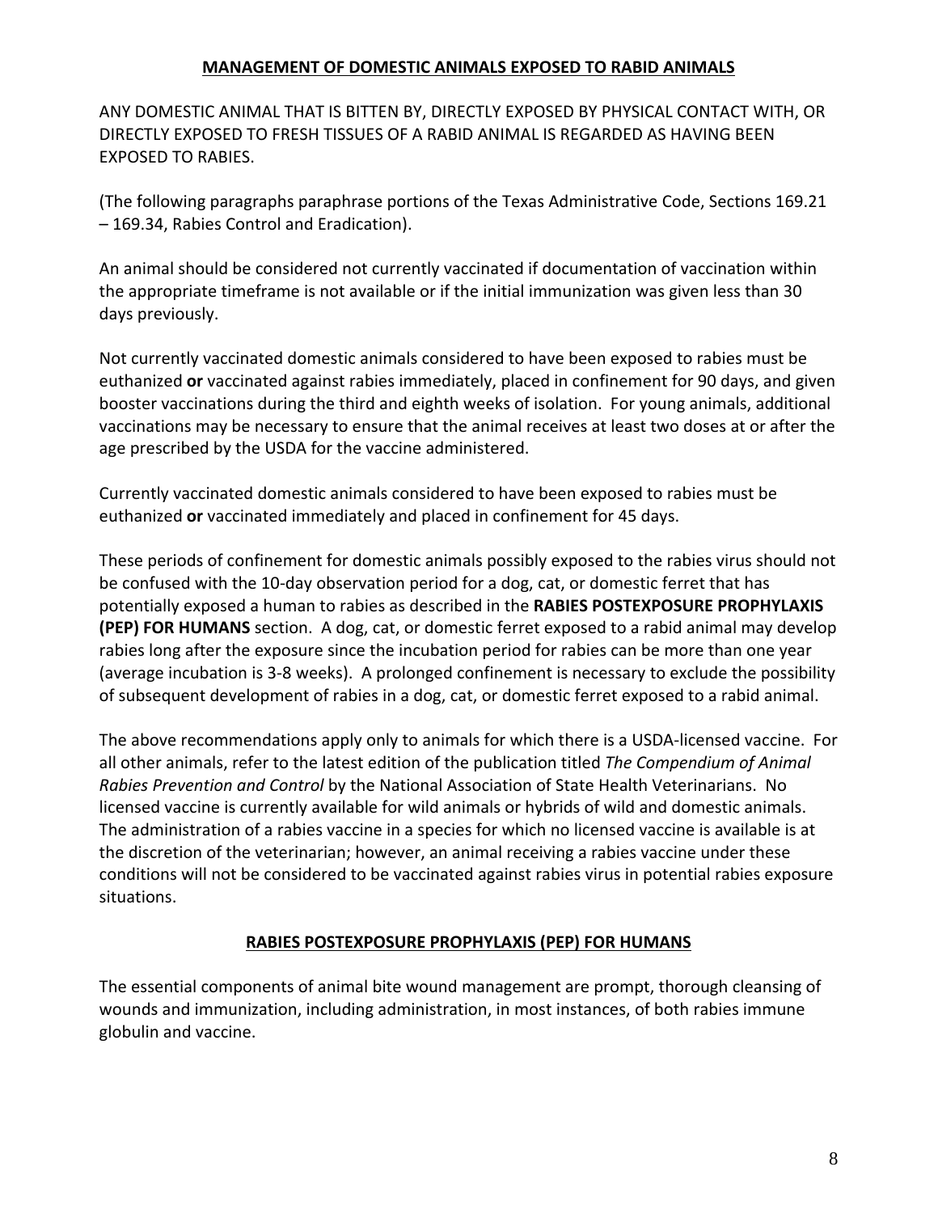## MANAGEMENT OF DOMESTIC ANIMALS EXPOSED TO RABID ANIMALS

ANY DOMESTIC ANIMAL THAT IS BITTEN BY, DIRECTLY EXPOSED BY PHYSICAL CONTACT WITH, OR DIRECTLY EXPOSED TO FRESH TISSUES OF A RABID ANIMAL IS REGARDED AS HAVING BEEN EXPOSED TO RABIES.

(The following paragraphs paraphrase portions of the Texas Administrative Code, Sections 169.21 – 169.34, Rabies Control and Eradication).

An animal should be considered not currently vaccinated if documentation of vaccination within the appropriate timeframe is not available or if the initial immunization was given less than 30 days previously.

Not currently vaccinated domestic animals considered to have been exposed to rabies must be euthanized **or** vaccinated against rabies immediately, placed in confinement for 90 days, and given booster vaccinations during the third and eighth weeks of isolation. For young animals, additional vaccinations may be necessary to ensure that the animal receives at least two doses at or after the age prescribed by the USDA for the vaccine administered.

Currently vaccinated domestic animals considered to have been exposed to rabies must be euthanized **or** vaccinated immediately and placed in confinement for 45 days.

These periods of confinement for domestic animals possibly exposed to the rabies virus should not be confused with the 10-day observation period for a dog, cat, or domestic ferret that has potentially exposed a human to rabies as described in the **RABIES POSTEXPOSURE PROPHYLAXIS (PEP) FOR HUMANS** section. A dog, cat, or domestic ferret exposed to a rabid animal may develop rabies long after the exposure since the incubation period for rabies can be more than one year (average incubation is 3-8 weeks). A prolonged confinement is necessary to exclude the possibility of subsequent development of rabies in a dog, cat, or domestic ferret exposed to a rabid animal.

The above recommendations apply only to animals for which there is a USDA-licensed vaccine. For all other animals, refer to the latest edition of the publication titled *The Compendium of Animal Rabies Prevention and Control* by the National Association of State Health Veterinarians. No licensed vaccine is currently available for wild animals or hybrids of wild and domestic animals. The administration of a rabies vaccine in a species for which no licensed vaccine is available is at the discretion of the veterinarian; however, an animal receiving a rabies vaccine under these conditions will not be considered to be vaccinated against rabies virus in potential rabies exposure situations.

## RABIES POSTEXPOSURE PROPHYLAXIS (PEP) FOR HUMANS

The essential components of animal bite wound management are prompt, thorough cleansing of wounds and immunization, including administration, in most instances, of both rabies immune globulin and vaccine.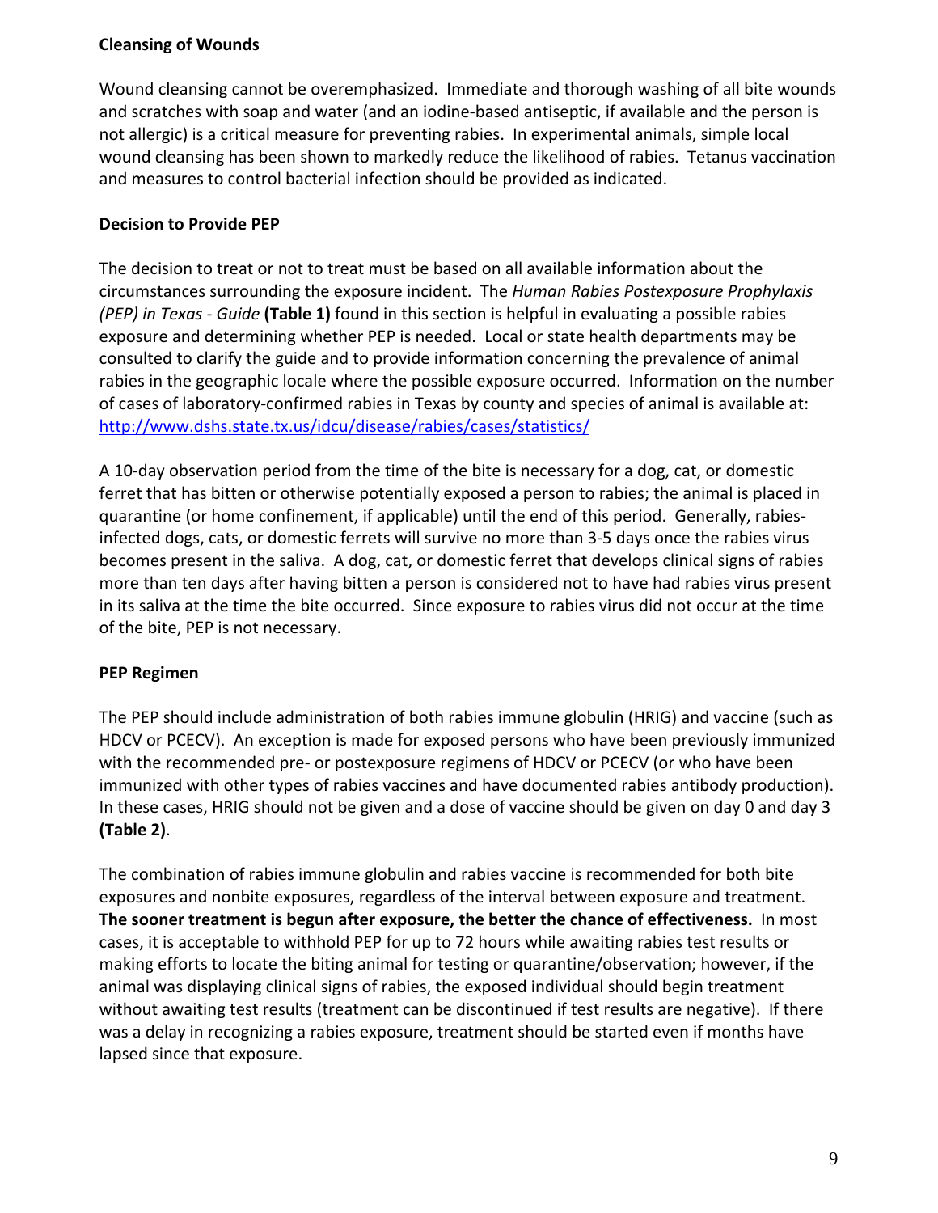**Cleansing of Wounds**

Wound cleansing cannot be overemphasized. Immediate and thorough washing of all bite wounds and scratches with soap and water (and an iodine-based antiseptic, if available and the person is not allergic) is a critical measure for preventing rabies. In experimental animals, simple local wound cleansing has been shown to markedly reduce the likelihood of rabies. Tetanus vaccination and measures to control bacterial infection should be provided as indicated.

**Decision to Provide PEP**

The decision to treat or not to treat must be based on all available information about the circumstances surrounding the exposure incident. The *Human Rabies Postexposure Prophylaxis (PEP) in Texas - Guide* **(Table 1)** found in this section is helpful in evaluating a possible rabies exposure and determining whether PEP is needed. Local or state health departments may be consulted to clarify the guide and to provide information concerning the prevalence of animal rabies in the geographic locale where the possible exposure occurred. Information on the number of cases of laboratory-confirmed rabies in Texas by county and species of animal is available at: http://www.dshs.state.tx.us/idcu/disease/rabies/cases/statistics/

A 10-day observation period from the time of the bite is necessary for a dog, cat, or domestic ferret that has bitten or otherwise potentially exposed a person to rabies; the animal is placed in quarantine (or home confinement, if applicable) until the end of this period. Generally, rabies-infected dogs, cats, or domestic ferrets will survive no more than 3-5 days once the rabies virus becomes present in the saliva. A dog, cat, or domestic ferret that develops clinical signs of rabies more than ten days after having bitten a person is considered not to have had rabies virus present in its saliva at the time the bite occurred. Since exposure to rabies virus did not occur at the time of the bite, PEP is not necessary.

**PEP Regimen**

The PEP should include administration of both rabies immune globulin (HRIG) and vaccine (such as HDCV or PCECV). An exception is made for exposed persons who have been previously immunized with the recommended pre- or postexposure regimens of HDCV or PCECV (or who have been immunized with other types of rabies vaccines and have documented rabies antibody production). In these cases, HRIG should not be given and a dose of vaccine should be given on day 0 and day 3 **(Table 2)**.

The combination of rabies immune globulin and rabies vaccine is recommended for both bite exposures and nonbite exposures, regardless of the interval between exposure and treatment. **The sooner treatment is begun after exposure, the better the chance of effectiveness.** In most cases, it is acceptable to withhold PEP for up to 72 hours while awaiting rabies test results or making efforts to locate the biting animal for testing or quarantine/observation; however, if the animal was displaying clinical signs of rabies, the exposed individual should begin treatment without awaiting test results (treatment can be discontinued if test results are negative). If there was a delay in recognizing a rabies exposure, treatment should be started even if months have lapsed since that exposure.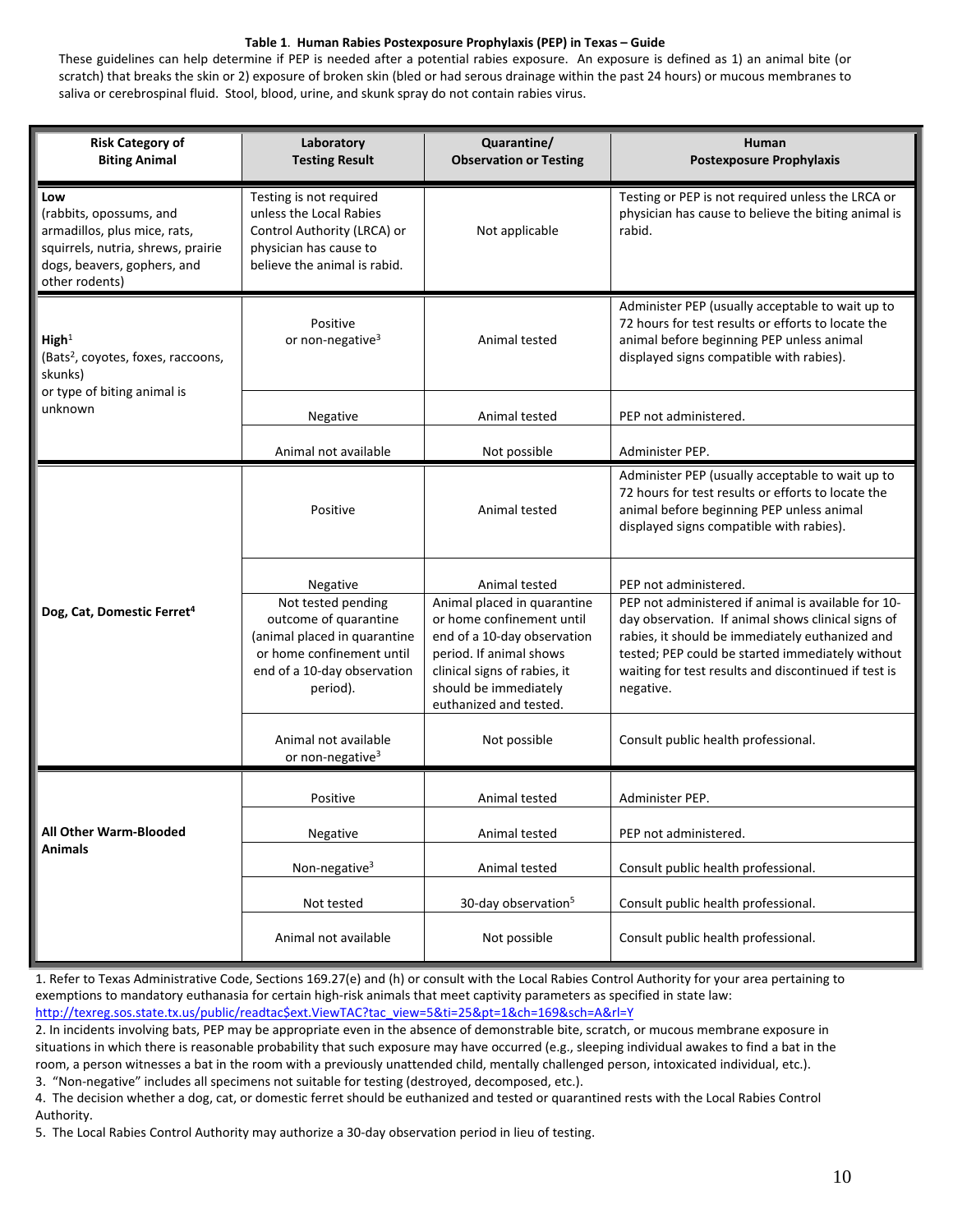**Table 1**. **Human Rabies Postexposure Prophylaxis (PEP) in Texas – Guide**

These guidelines can help determine if PEP is needed after a potential rabies exposure. An exposure is defined as 1) an animal bite (or scratch) that breaks the skin or 2) exposure of broken skin (bled or had serous drainage within the past 24 hours) or mucous membranes to saliva or cerebrospinal fluid. Stool, blood, urine, and skunk spray do not contain rabies virus.

| Risk Category of Biting Animal | Laboratory Testing Result | Quarantine/ Observation or Testing | Human Postexposure Prophylaxis |
|---|---|---|---|
| **Low** (rabbits, opossums, and armadillos, plus mice, rats, squirrels, nutria, shrews, prairie dogs, beavers, gophers, and other rodents) | Testing is not required unless the Local Rabies Control Authority (LRCA) or physician has cause to believe the animal is rabid. | Not applicable | Testing or PEP is not required unless the LRCA or physician has cause to believe the biting animal is rabid. |
| **High**[1] (Bats[2], coyotes, foxes, raccoons, skunks) or type of biting animal is unknown | Positive or non-negative[3] | Animal tested | Administer PEP (usually acceptable to wait up to 72 hours for test results or efforts to locate the animal before beginning PEP unless animal displayed signs compatible with rabies). |
| | Negative | Animal tested | PEP not administered. |
| | Animal not available | Not possible | Administer PEP. |
| **Dog, Cat, Domestic Ferret**[4] | Positive | Animal tested | Administer PEP (usually acceptable to wait up to 72 hours for test results or efforts to locate the animal before beginning PEP unless animal displayed signs compatible with rabies). |
| | Negative | Animal tested | PEP not administered. |
| | Not tested pending outcome of quarantine (animal placed in quarantine or home confinement until end of a 10-day observation period). | Animal placed in quarantine or home confinement until end of a 10-day observation period. If animal shows clinical signs of rabies, it should be immediately euthanized and tested. | PEP not administered if animal is available for 10-day observation. If animal shows clinical signs of rabies, it should be immediately euthanized and tested; PEP could be started immediately without waiting for test results and discontinued if test is negative. |
| | Animal not available or non-negative[3] | Not possible | Consult public health professional. |
| **All Other Warm-Blooded Animals** | Positive | Animal tested | Administer PEP. |
| | Negative | Animal tested | PEP not administered. |
| | Non-negative[3] | Animal tested | Consult public health professional. |
| | Not tested | 30-day observation[5] | Consult public health professional. |
| | Animal not available | Not possible | Consult public health professional. |

1. Refer to Texas Administrative Code, Sections 169.27(e) and (h) or consult with the Local Rabies Control Authority for your area pertaining to exemptions to mandatory euthanasia for certain high-risk animals that meet captivity parameters as specified in state law: http://texreg.sos.state.tx.us/public/readtac$ext.ViewTAC?tac_view=5&ti=25&pt=1&ch=169&sch=A&rl=Y
2. In incidents involving bats, PEP may be appropriate even in the absence of demonstrable bite, scratch, or mucous membrane exposure in situations in which there is reasonable probability that such exposure may have occurred (e.g., sleeping individual awakes to find a bat in the room, a person witnesses a bat in the room with a previously unattended child, mentally challenged person, intoxicated individual, etc.).
3. "Non-negative" includes all specimens not suitable for testing (destroyed, decomposed, etc.).
4. The decision whether a dog, cat, or domestic ferret should be euthanized and tested or quarantined rests with the Local Rabies Control Authority.
5. The Local Rabies Control Authority may authorize a 30-day observation period in lieu of testing.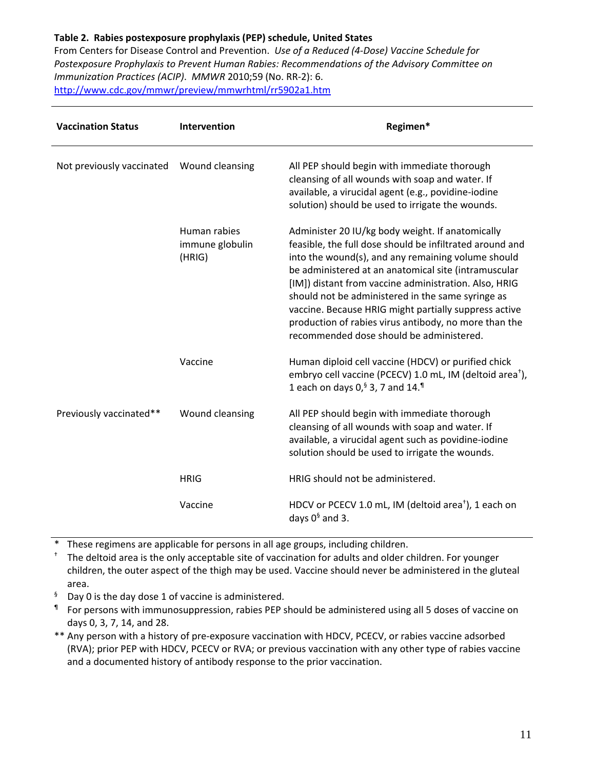**Table 2. Rabies postexposure prophylaxis (PEP) schedule, United States**

From Centers for Disease Control and Prevention. *Use of a Reduced (4-Dose) Vaccine Schedule for Postexposure Prophylaxis to Prevent Human Rabies: Recommendations of the Advisory Committee on Immunization Practices (ACIP)*. *MMWR* 2010;59 (No. RR-2): 6.
[http://www.cdc.gov/mmwr/preview/mmwrhtml/rr5902a1.htm](http://www.cdc.gov/mmwr/preview/mmwrhtml/rr5902a1.htm)

| Vaccination Status | Intervention | Regimen* |
|---|---|---|
| Not previously vaccinated | Wound cleansing | All PEP should begin with immediate thorough cleansing of all wounds with soap and water. If available, a virucidal agent (e.g., povidine-iodine solution) should be used to irrigate the wounds. |
| | Human rabies immune globulin (HRIG) | Administer 20 IU/kg body weight. If anatomically feasible, the full dose should be infiltrated around and into the wound(s), and any remaining volume should be administered at an anatomical site (intramuscular [IM]) distant from vaccine administration. Also, HRIG should not be administered in the same syringe as vaccine. Because HRIG might partially suppress active production of rabies virus antibody, no more than the recommended dose should be administered. |
| | Vaccine | Human diploid cell vaccine (HDCV) or purified chick embryo cell vaccine (PCECV) 1.0 mL, IM (deltoid area†), 1 each on days 0,§ 3, 7 and 14.¶ |
| Previously vaccinated** | Wound cleansing | All PEP should begin with immediate thorough cleansing of all wounds with soap and water. If available, a virucidal agent such as povidine-iodine solution should be used to irrigate the wounds. |
| | HRIG | HRIG should not be administered. |
| | Vaccine | HDCV or PCECV 1.0 mL, IM (deltoid area†), 1 each on days 0§ and 3. |

\* These regimens are applicable for persons in all age groups, including children.

† The deltoid area is the only acceptable site of vaccination for adults and older children. For younger children, the outer aspect of the thigh may be used. Vaccine should never be administered in the gluteal area.

§ Day 0 is the day dose 1 of vaccine is administered.

¶ For persons with immunosuppression, rabies PEP should be administered using all 5 doses of vaccine on days 0, 3, 7, 14, and 28.

** Any person with a history of pre-exposure vaccination with HDCV, PCECV, or rabies vaccine adsorbed (RVA); prior PEP with HDCV, PCECV or RVA; or previous vaccination with any other type of rabies vaccine and a documented history of antibody response to the prior vaccination.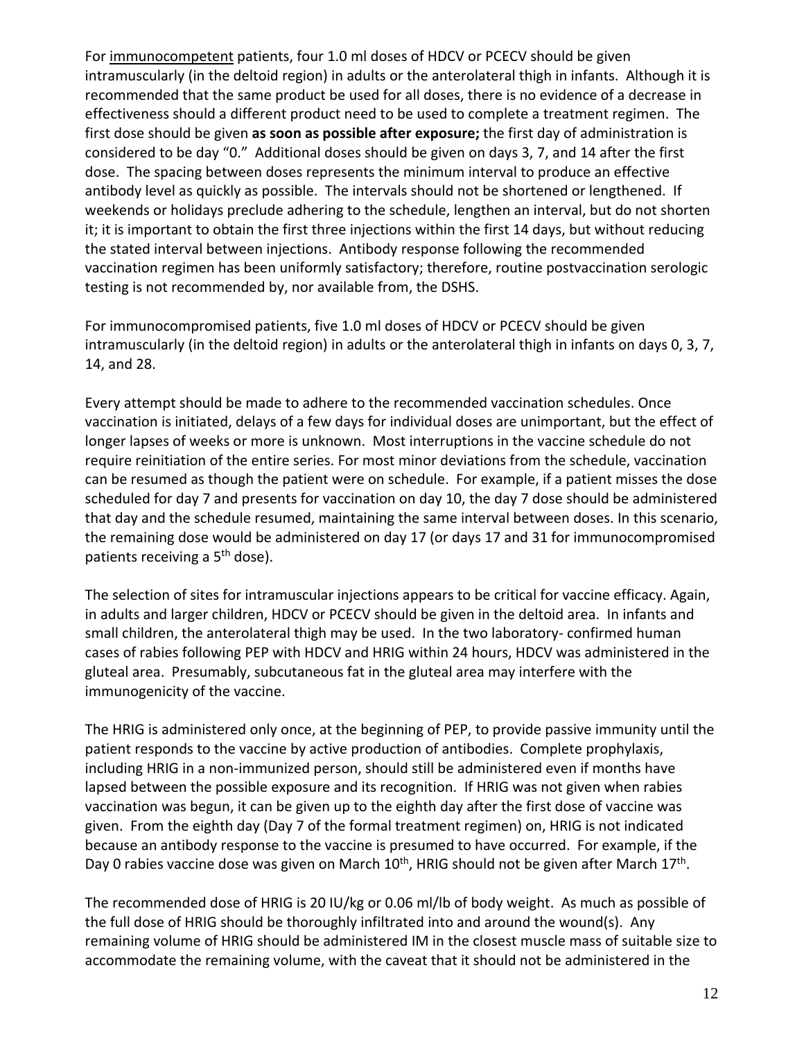For immunocompetent patients, four 1.0 ml doses of HDCV or PCECV should be given intramuscularly (in the deltoid region) in adults or the anterolateral thigh in infants. Although it is recommended that the same product be used for all doses, there is no evidence of a decrease in effectiveness should a different product need to be used to complete a treatment regimen. The first dose should be given **as soon as possible after exposure;** the first day of administration is considered to be day "0." Additional doses should be given on days 3, 7, and 14 after the first dose. The spacing between doses represents the minimum interval to produce an effective antibody level as quickly as possible. The intervals should not be shortened or lengthened. If weekends or holidays preclude adhering to the schedule, lengthen an interval, but do not shorten it; it is important to obtain the first three injections within the first 14 days, but without reducing the stated interval between injections. Antibody response following the recommended vaccination regimen has been uniformly satisfactory; therefore, routine postvaccination serologic testing is not recommended by, nor available from, the DSHS.

For immunocompromised patients, five 1.0 ml doses of HDCV or PCECV should be given intramuscularly (in the deltoid region) in adults or the anterolateral thigh in infants on days 0, 3, 7, 14, and 28.

Every attempt should be made to adhere to the recommended vaccination schedules. Once vaccination is initiated, delays of a few days for individual doses are unimportant, but the effect of longer lapses of weeks or more is unknown. Most interruptions in the vaccine schedule do not require reinitiation of the entire series. For most minor deviations from the schedule, vaccination can be resumed as though the patient were on schedule. For example, if a patient misses the dose scheduled for day 7 and presents for vaccination on day 10, the day 7 dose should be administered that day and the schedule resumed, maintaining the same interval between doses. In this scenario, the remaining dose would be administered on day 17 (or days 17 and 31 for immunocompromised patients receiving a 5th dose).

The selection of sites for intramuscular injections appears to be critical for vaccine efficacy. Again, in adults and larger children, HDCV or PCECV should be given in the deltoid area. In infants and small children, the anterolateral thigh may be used. In the two laboratory- confirmed human cases of rabies following PEP with HDCV and HRIG within 24 hours, HDCV was administered in the gluteal area. Presumably, subcutaneous fat in the gluteal area may interfere with the immunogenicity of the vaccine.

The HRIG is administered only once, at the beginning of PEP, to provide passive immunity until the patient responds to the vaccine by active production of antibodies. Complete prophylaxis, including HRIG in a non-immunized person, should still be administered even if months have lapsed between the possible exposure and its recognition. If HRIG was not given when rabies vaccination was begun, it can be given up to the eighth day after the first dose of vaccine was given. From the eighth day (Day 7 of the formal treatment regimen) on, HRIG is not indicated because an antibody response to the vaccine is presumed to have occurred. For example, if the Day 0 rabies vaccine dose was given on March 10th, HRIG should not be given after March 17th.

The recommended dose of HRIG is 20 IU/kg or 0.06 ml/lb of body weight. As much as possible of the full dose of HRIG should be thoroughly infiltrated into and around the wound(s). Any remaining volume of HRIG should be administered IM in the closest muscle mass of suitable size to accommodate the remaining volume, with the caveat that it should not be administered in the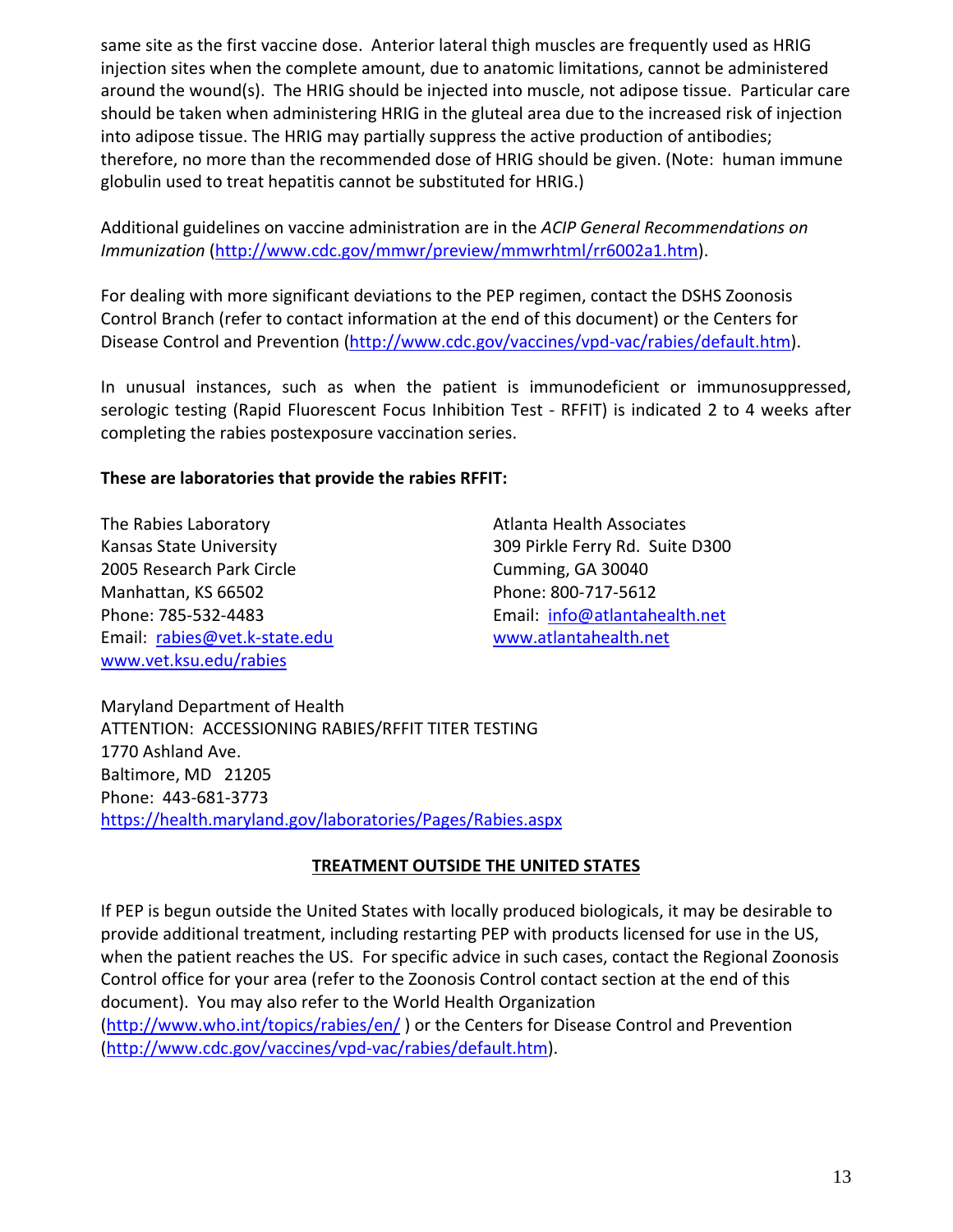same site as the first vaccine dose. Anterior lateral thigh muscles are frequently used as HRIG injection sites when the complete amount, due to anatomic limitations, cannot be administered around the wound(s). The HRIG should be injected into muscle, not adipose tissue. Particular care should be taken when administering HRIG in the gluteal area due to the increased risk of injection into adipose tissue. The HRIG may partially suppress the active production of antibodies; therefore, no more than the recommended dose of HRIG should be given. (Note: human immune globulin used to treat hepatitis cannot be substituted for HRIG.)

Additional guidelines on vaccine administration are in the *ACIP General Recommendations on Immunization* (http://www.cdc.gov/mmwr/preview/mmwrhtml/rr6002a1.htm).

For dealing with more significant deviations to the PEP regimen, contact the DSHS Zoonosis Control Branch (refer to contact information at the end of this document) or the Centers for Disease Control and Prevention (http://www.cdc.gov/vaccines/vpd-vac/rabies/default.htm).

In unusual instances, such as when the patient is immunodeficient or immunosuppressed, serologic testing (Rapid Fluorescent Focus Inhibition Test - RFFIT) is indicated 2 to 4 weeks after completing the rabies postexposure vaccination series.

**These are laboratories that provide the rabies RFFIT:**

The Rabies Laboratory
Kansas State University
2005 Research Park Circle
Manhattan, KS 66502
Phone: 785-532-4483
Email: rabies@vet.k-state.edu
www.vet.ksu.edu/rabies

Atlanta Health Associates
309 Pirkle Ferry Rd. Suite D300
Cumming, GA 30040
Phone: 800-717-5612
Email: info@atlantahealth.net
www.atlantahealth.net

Maryland Department of Health
ATTENTION: ACCESSIONING RABIES/RFFIT TITER TESTING
1770 Ashland Ave.
Baltimore, MD 21205
Phone: 443-681-3773
https://health.maryland.gov/laboratories/Pages/Rabies.aspx

## TREATMENT OUTSIDE THE UNITED STATES

If PEP is begun outside the United States with locally produced biologicals, it may be desirable to provide additional treatment, including restarting PEP with products licensed for use in the US, when the patient reaches the US. For specific advice in such cases, contact the Regional Zoonosis Control office for your area (refer to the Zoonosis Control contact section at the end of this document). You may also refer to the World Health Organization (http://www.who.int/topics/rabies/en/ ) or the Centers for Disease Control and Prevention (http://www.cdc.gov/vaccines/vpd-vac/rabies/default.htm).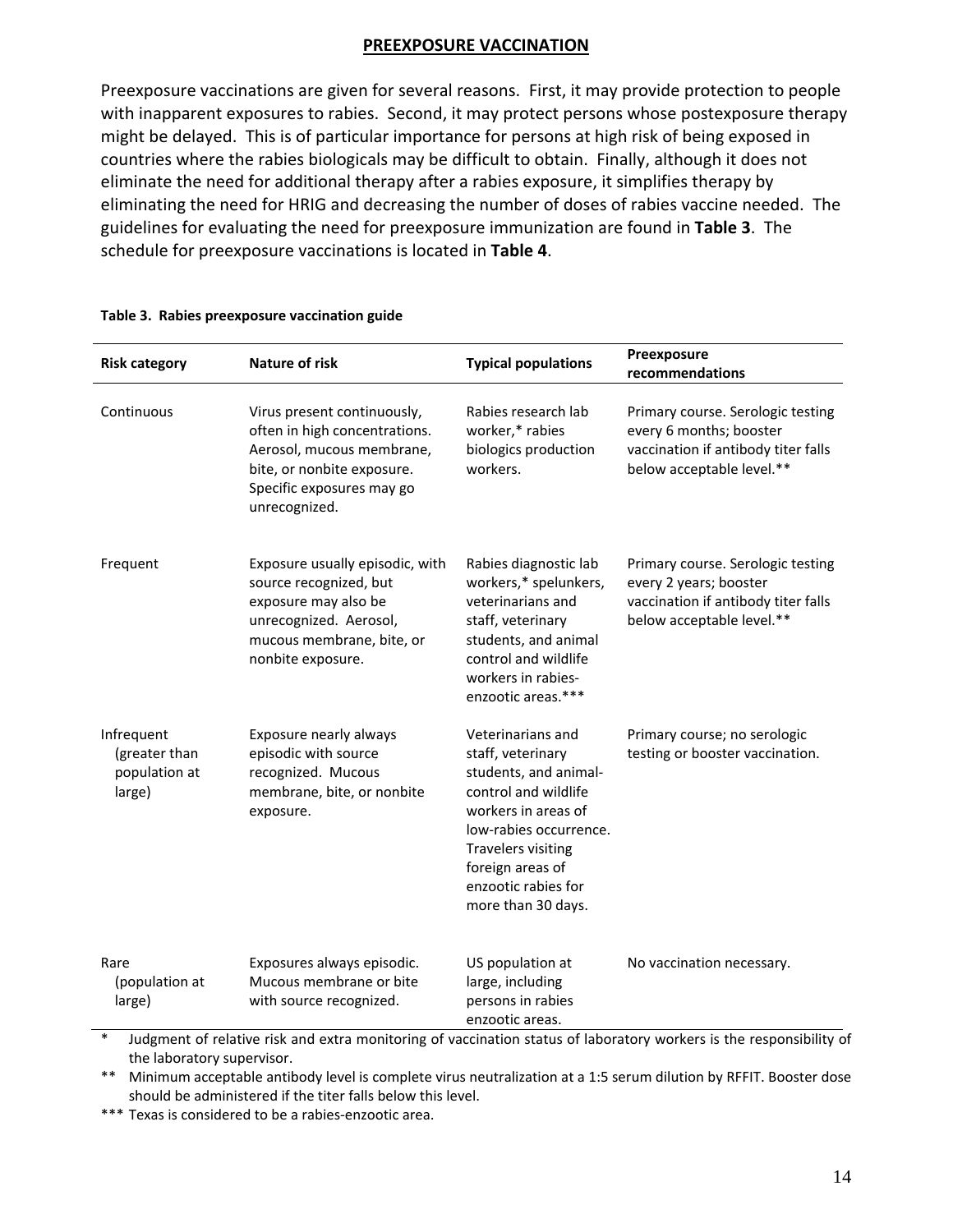## PREEXPOSURE VACCINATION

Preexposure vaccinations are given for several reasons. First, it may provide protection to people with inapparent exposures to rabies. Second, it may protect persons whose postexposure therapy might be delayed. This is of particular importance for persons at high risk of being exposed in countries where the rabies biologicals may be difficult to obtain. Finally, although it does not eliminate the need for additional therapy after a rabies exposure, it simplifies therapy by eliminating the need for HRIG and decreasing the number of doses of rabies vaccine needed. The guidelines for evaluating the need for preexposure immunization are found in **Table 3**. The schedule for preexposure vaccinations is located in **Table 4**.

**Table 3. Rabies preexposure vaccination guide**

| Risk category | Nature of risk | Typical populations | Preexposure recommendations |
|---|---|---|---|
| Continuous | Virus present continuously, often in high concentrations. Aerosol, mucous membrane, bite, or nonbite exposure. Specific exposures may go unrecognized. | Rabies research lab worker,* rabies biologics production workers. | Primary course. Serologic testing every 6 months; booster vaccination if antibody titer falls below acceptable level.** |
| Frequent | Exposure usually episodic, with source recognized, but exposure may also be unrecognized. Aerosol, mucous membrane, bite, or nonbite exposure. | Rabies diagnostic lab workers,* spelunkers, veterinarians and staff, veterinary students, and animal control and wildlife workers in rabies-enzootic areas.*** | Primary course. Serologic testing every 2 years; booster vaccination if antibody titer falls below acceptable level.** |
| Infrequent (greater than population at large) | Exposure nearly always episodic with source recognized. Mucous membrane, bite, or nonbite exposure. | Veterinarians and staff, veterinary students, and animal-control and wildlife workers in areas of low-rabies occurrence. Travelers visiting foreign areas of enzootic rabies for more than 30 days. | Primary course; no serologic testing or booster vaccination. |
| Rare (population at large) | Exposures always episodic. Mucous membrane or bite with source recognized. | US population at large, including persons in rabies enzootic areas. | No vaccination necessary. |

\* Judgment of relative risk and extra monitoring of vaccination status of laboratory workers is the responsibility of the laboratory supervisor.

\*\* Minimum acceptable antibody level is complete virus neutralization at a 1:5 serum dilution by RFFIT. Booster dose should be administered if the titer falls below this level.

\*\*\* Texas is considered to be a rabies-enzootic area.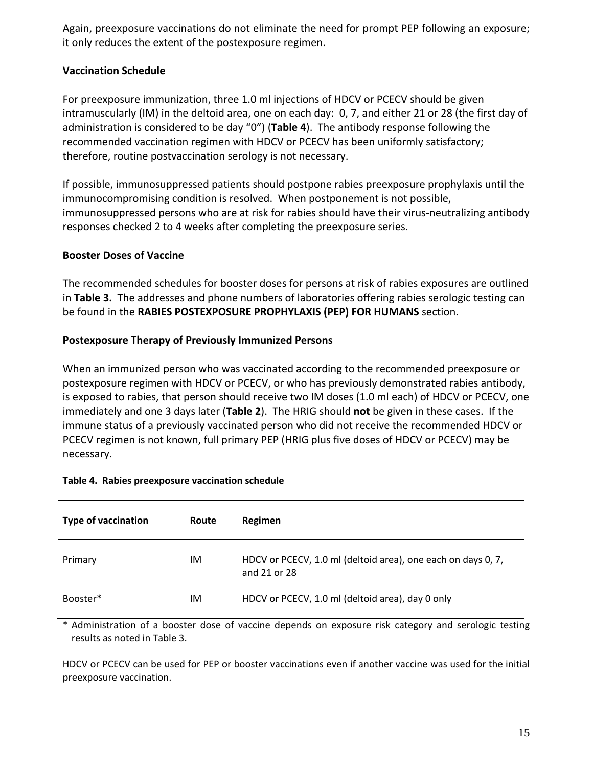Again, preexposure vaccinations do not eliminate the need for prompt PEP following an exposure; it only reduces the extent of the postexposure regimen.

**Vaccination Schedule**

For preexposure immunization, three 1.0 ml injections of HDCV or PCECV should be given intramuscularly (IM) in the deltoid area, one on each day: 0, 7, and either 21 or 28 (the first day of administration is considered to be day "0") (**Table 4**). The antibody response following the recommended vaccination regimen with HDCV or PCECV has been uniformly satisfactory; therefore, routine postvaccination serology is not necessary.

If possible, immunosuppressed patients should postpone rabies preexposure prophylaxis until the immunocompromising condition is resolved. When postponement is not possible, immunosuppressed persons who are at risk for rabies should have their virus-neutralizing antibody responses checked 2 to 4 weeks after completing the preexposure series.

**Booster Doses of Vaccine**

The recommended schedules for booster doses for persons at risk of rabies exposures are outlined in **Table 3.** The addresses and phone numbers of laboratories offering rabies serologic testing can be found in the **RABIES POSTEXPOSURE PROPHYLAXIS (PEP) FOR HUMANS** section.

**Postexposure Therapy of Previously Immunized Persons**

When an immunized person who was vaccinated according to the recommended preexposure or postexposure regimen with HDCV or PCECV, or who has previously demonstrated rabies antibody, is exposed to rabies, that person should receive two IM doses (1.0 ml each) of HDCV or PCECV, one immediately and one 3 days later (**Table 2**). The HRIG should **not** be given in these cases. If the immune status of a previously vaccinated person who did not receive the recommended HDCV or PCECV regimen is not known, full primary PEP (HRIG plus five doses of HDCV or PCECV) may be necessary.

**Table 4. Rabies preexposure vaccination schedule**

| Type of vaccination | Route | Regimen |
|---|---|---|
| Primary | IM | HDCV or PCECV, 1.0 ml (deltoid area), one each on days 0, 7, and 21 or 28 |
| Booster* | IM | HDCV or PCECV, 1.0 ml (deltoid area), day 0 only |

* Administration of a booster dose of vaccine depends on exposure risk category and serologic testing results as noted in Table 3.

HDCV or PCECV can be used for PEP or booster vaccinations even if another vaccine was used for the initial preexposure vaccination.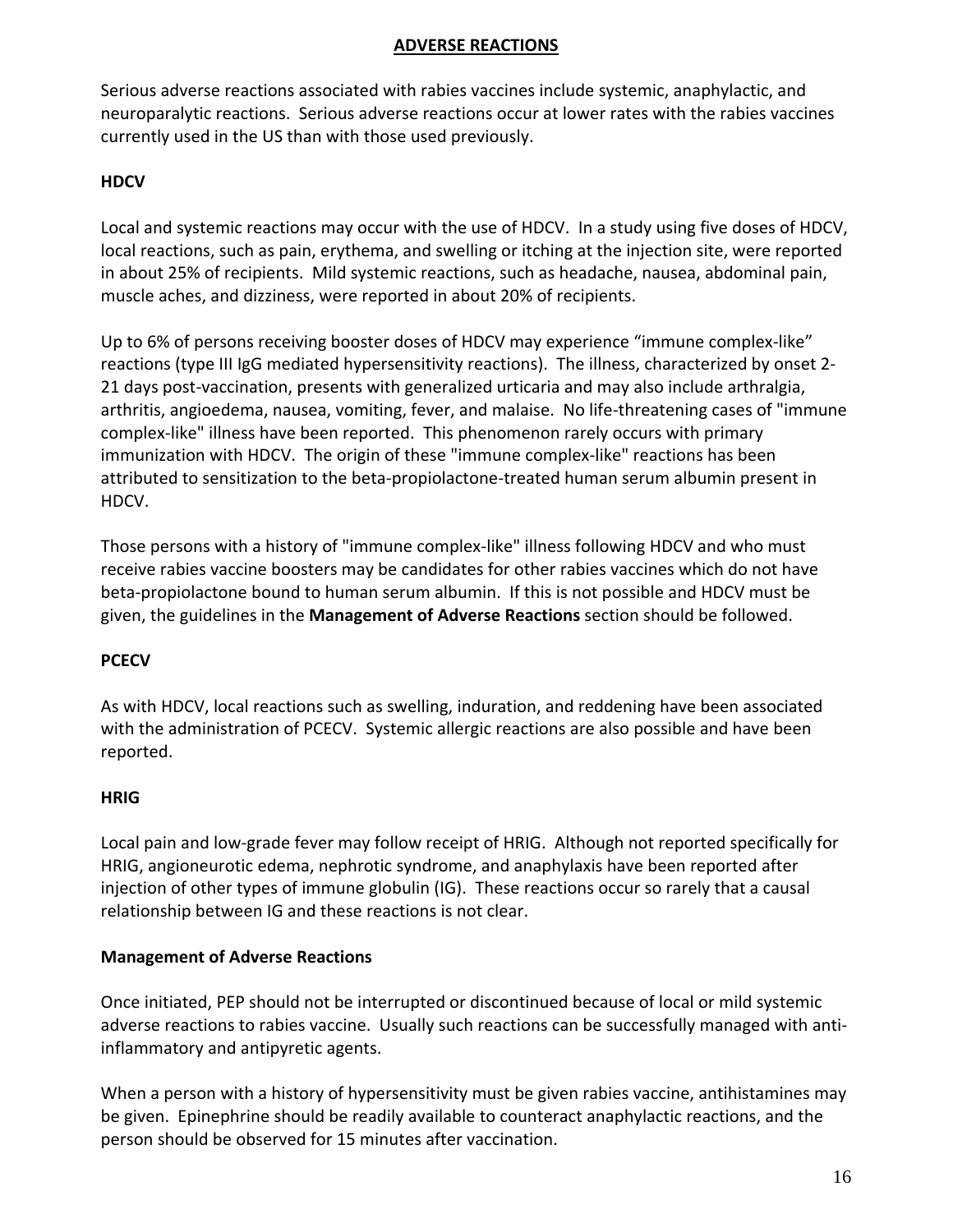## ADVERSE REACTIONS

Serious adverse reactions associated with rabies vaccines include systemic, anaphylactic, and neuroparalytic reactions. Serious adverse reactions occur at lower rates with the rabies vaccines currently used in the US than with those used previously.

### HDCV

Local and systemic reactions may occur with the use of HDCV. In a study using five doses of HDCV, local reactions, such as pain, erythema, and swelling or itching at the injection site, were reported in about 25% of recipients. Mild systemic reactions, such as headache, nausea, abdominal pain, muscle aches, and dizziness, were reported in about 20% of recipients.

Up to 6% of persons receiving booster doses of HDCV may experience "immune complex-like" reactions (type III IgG mediated hypersensitivity reactions). The illness, characterized by onset 2-21 days post-vaccination, presents with generalized urticaria and may also include arthralgia, arthritis, angioedema, nausea, vomiting, fever, and malaise. No life-threatening cases of "immune complex-like" illness have been reported. This phenomenon rarely occurs with primary immunization with HDCV. The origin of these "immune complex-like" reactions has been attributed to sensitization to the beta-propiolactone-treated human serum albumin present in HDCV.

Those persons with a history of "immune complex-like" illness following HDCV and who must receive rabies vaccine boosters may be candidates for other rabies vaccines which do not have beta-propiolactone bound to human serum albumin. If this is not possible and HDCV must be given, the guidelines in the **Management of Adverse Reactions** section should be followed.

### PCECV

As with HDCV, local reactions such as swelling, induration, and reddening have been associated with the administration of PCECV. Systemic allergic reactions are also possible and have been reported.

### HRIG

Local pain and low-grade fever may follow receipt of HRIG. Although not reported specifically for HRIG, angioneurotic edema, nephrotic syndrome, and anaphylaxis have been reported after injection of other types of immune globulin (IG). These reactions occur so rarely that a causal relationship between IG and these reactions is not clear.

### Management of Adverse Reactions

Once initiated, PEP should not be interrupted or discontinued because of local or mild systemic adverse reactions to rabies vaccine. Usually such reactions can be successfully managed with anti-inflammatory and antipyretic agents.

When a person with a history of hypersensitivity must be given rabies vaccine, antihistamines may be given. Epinephrine should be readily available to counteract anaphylactic reactions, and the person should be observed for 15 minutes after vaccination.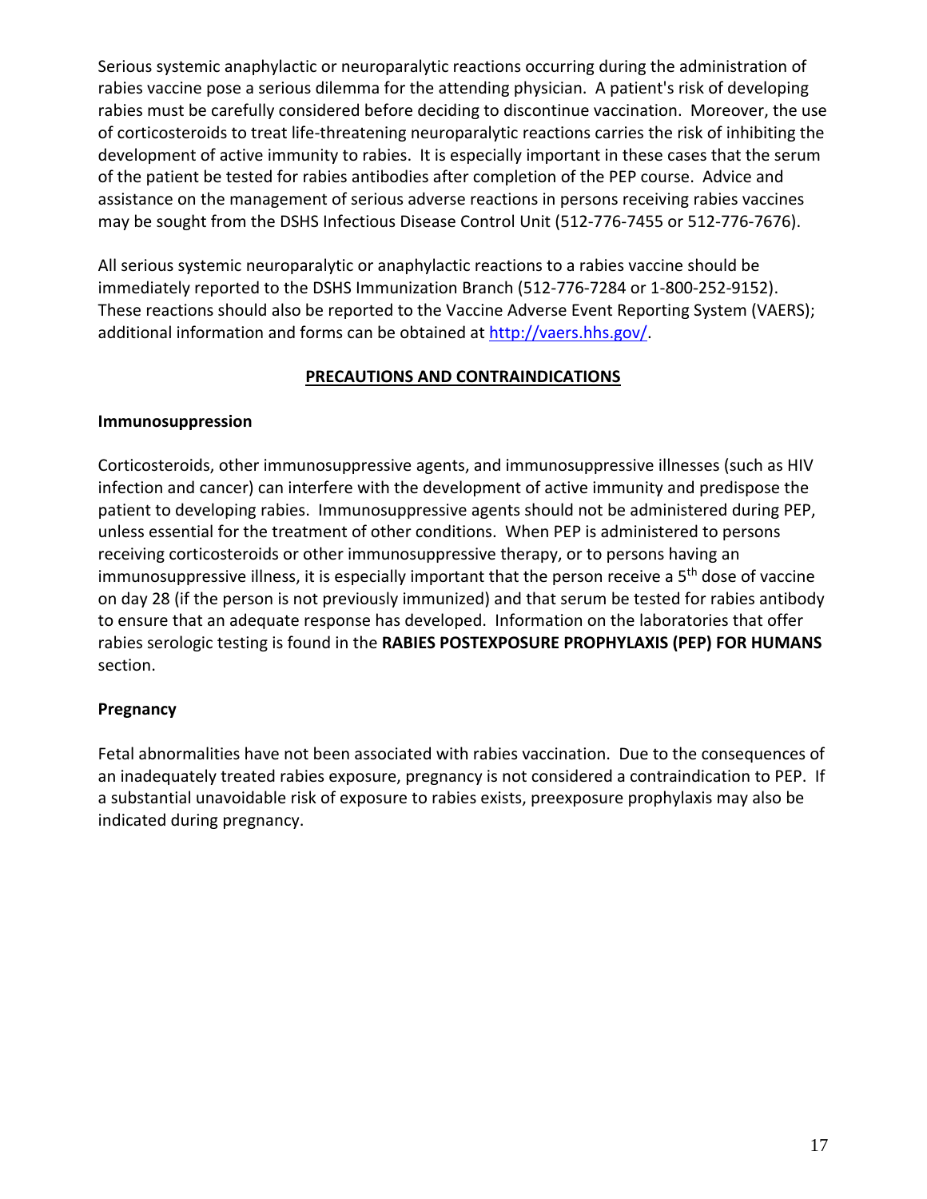Serious systemic anaphylactic or neuroparalytic reactions occurring during the administration of rabies vaccine pose a serious dilemma for the attending physician. A patient's risk of developing rabies must be carefully considered before deciding to discontinue vaccination. Moreover, the use of corticosteroids to treat life-threatening neuroparalytic reactions carries the risk of inhibiting the development of active immunity to rabies. It is especially important in these cases that the serum of the patient be tested for rabies antibodies after completion of the PEP course. Advice and assistance on the management of serious adverse reactions in persons receiving rabies vaccines may be sought from the DSHS Infectious Disease Control Unit (512-776-7455 or 512-776-7676).

All serious systemic neuroparalytic or anaphylactic reactions to a rabies vaccine should be immediately reported to the DSHS Immunization Branch (512-776-7284 or 1-800-252-9152). These reactions should also be reported to the Vaccine Adverse Event Reporting System (VAERS); additional information and forms can be obtained at http://vaers.hhs.gov/.

## PRECAUTIONS AND CONTRAINDICATIONS

### Immunosuppression

Corticosteroids, other immunosuppressive agents, and immunosuppressive illnesses (such as HIV infection and cancer) can interfere with the development of active immunity and predispose the patient to developing rabies. Immunosuppressive agents should not be administered during PEP, unless essential for the treatment of other conditions. When PEP is administered to persons receiving corticosteroids or other immunosuppressive therapy, or to persons having an immunosuppressive illness, it is especially important that the person receive a 5th dose of vaccine on day 28 (if the person is not previously immunized) and that serum be tested for rabies antibody to ensure that an adequate response has developed. Information on the laboratories that offer rabies serologic testing is found in the **RABIES POSTEXPOSURE PROPHYLAXIS (PEP) FOR HUMANS** section.

### Pregnancy

Fetal abnormalities have not been associated with rabies vaccination. Due to the consequences of an inadequately treated rabies exposure, pregnancy is not considered a contraindication to PEP. If a substantial unavoidable risk of exposure to rabies exists, preexposure prophylaxis may also be indicated during pregnancy.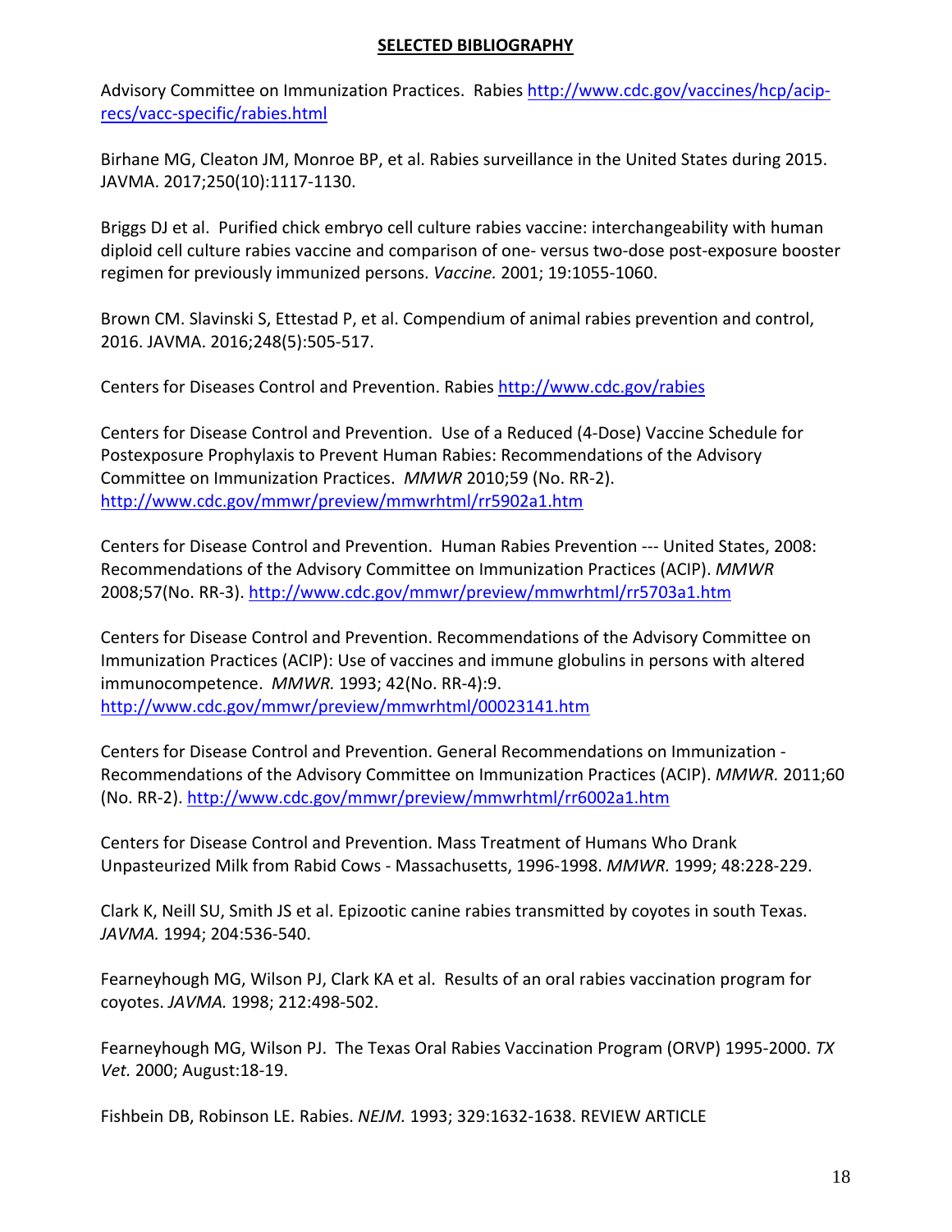## SELECTED BIBLIOGRAPHY

Advisory Committee on Immunization Practices. Rabies http://www.cdc.gov/vaccines/hcp/acip-recs/vacc-specific/rabies.html

Birhane MG, Cleaton JM, Monroe BP, et al. Rabies surveillance in the United States during 2015. JAVMA. 2017;250(10):1117-1130.

Briggs DJ et al. Purified chick embryo cell culture rabies vaccine: interchangeability with human diploid cell culture rabies vaccine and comparison of one- versus two-dose post-exposure booster regimen for previously immunized persons. *Vaccine.* 2001; 19:1055-1060.

Brown CM. Slavinski S, Ettestad P, et al. Compendium of animal rabies prevention and control, 2016. JAVMA. 2016;248(5):505-517.

Centers for Diseases Control and Prevention. Rabies http://www.cdc.gov/rabies

Centers for Disease Control and Prevention. Use of a Reduced (4-Dose) Vaccine Schedule for Postexposure Prophylaxis to Prevent Human Rabies: Recommendations of the Advisory Committee on Immunization Practices. *MMWR* 2010;59 (No. RR-2). http://www.cdc.gov/mmwr/preview/mmwrhtml/rr5902a1.htm

Centers for Disease Control and Prevention. Human Rabies Prevention --- United States, 2008: Recommendations of the Advisory Committee on Immunization Practices (ACIP). *MMWR* 2008;57(No. RR-3). http://www.cdc.gov/mmwr/preview/mmwrhtml/rr5703a1.htm

Centers for Disease Control and Prevention. Recommendations of the Advisory Committee on Immunization Practices (ACIP): Use of vaccines and immune globulins in persons with altered immunocompetence. *MMWR.* 1993; 42(No. RR-4):9. http://www.cdc.gov/mmwr/preview/mmwrhtml/00023141.htm

Centers for Disease Control and Prevention. General Recommendations on Immunization - Recommendations of the Advisory Committee on Immunization Practices (ACIP). *MMWR.* 2011;60 (No. RR-2). http://www.cdc.gov/mmwr/preview/mmwrhtml/rr6002a1.htm

Centers for Disease Control and Prevention. Mass Treatment of Humans Who Drank Unpasteurized Milk from Rabid Cows - Massachusetts, 1996-1998. *MMWR.* 1999; 48:228-229.

Clark K, Neill SU, Smith JS et al. Epizootic canine rabies transmitted by coyotes in south Texas. *JAVMA.* 1994; 204:536-540.

Fearneyhough MG, Wilson PJ, Clark KA et al. Results of an oral rabies vaccination program for coyotes. *JAVMA.* 1998; 212:498-502.

Fearneyhough MG, Wilson PJ. The Texas Oral Rabies Vaccination Program (ORVP) 1995-2000. *TX Vet.* 2000; August:18-19.

Fishbein DB, Robinson LE. Rabies. *NEJM.* 1993; 329:1632-1638. REVIEW ARTICLE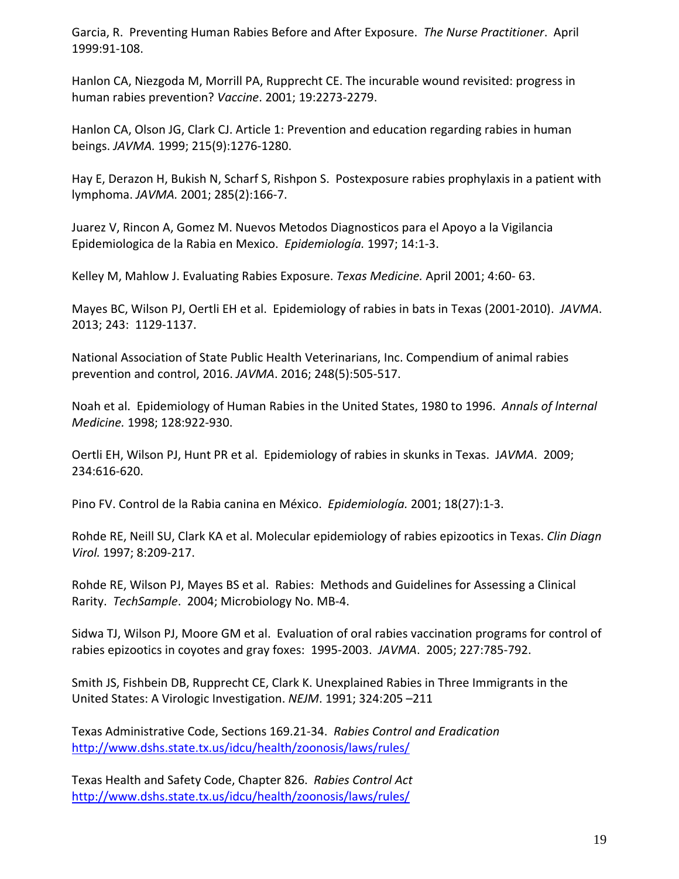Garcia, R. Preventing Human Rabies Before and After Exposure. *The Nurse Practitioner*. April 1999:91-108.

Hanlon CA, Niezgoda M, Morrill PA, Rupprecht CE. The incurable wound revisited: progress in human rabies prevention? *Vaccine*. 2001; 19:2273-2279.

Hanlon CA, Olson JG, Clark CJ. Article 1: Prevention and education regarding rabies in human beings. *JAVMA.* 1999; 215(9):1276-1280.

Hay E, Derazon H, Bukish N, Scharf S, Rishpon S. Postexposure rabies prophylaxis in a patient with lymphoma. *JAVMA.* 2001; 285(2):166-7.

Juarez V, Rincon A, Gomez M. Nuevos Metodos Diagnosticos para el Apoyo a la Vigilancia Epidemiologica de la Rabia en Mexico. *Epidemiología.* 1997; 14:1-3.

Kelley M, Mahlow J. Evaluating Rabies Exposure. *Texas Medicine.* April 2001; 4:60- 63.

Mayes BC, Wilson PJ, Oertli EH et al. Epidemiology of rabies in bats in Texas (2001-2010). *JAVMA*. 2013; 243: 1129-1137.

National Association of State Public Health Veterinarians, Inc. Compendium of animal rabies prevention and control, 2016. *JAVMA*. 2016; 248(5):505-517.

Noah et al. Epidemiology of Human Rabies in the United States, 1980 to 1996. *Annals of Internal Medicine.* 1998; 128:922-930.

Oertli EH, Wilson PJ, Hunt PR et al. Epidemiology of rabies in skunks in Texas. J*AVMA*. 2009; 234:616-620.

Pino FV. Control de la Rabia canina en México. *Epidemiología.* 2001; 18(27):1-3.

Rohde RE, Neill SU, Clark KA et al. Molecular epidemiology of rabies epizootics in Texas. *Clin Diagn Virol.* 1997; 8:209-217.

Rohde RE, Wilson PJ, Mayes BS et al. Rabies: Methods and Guidelines for Assessing a Clinical Rarity. *TechSample*. 2004; Microbiology No. MB-4.

Sidwa TJ, Wilson PJ, Moore GM et al. Evaluation of oral rabies vaccination programs for control of rabies epizootics in coyotes and gray foxes: 1995-2003. *JAVMA*. 2005; 227:785-792.

Smith JS, Fishbein DB, Rupprecht CE, Clark K. Unexplained Rabies in Three Immigrants in the United States: A Virologic Investigation. *NEJM*. 1991; 324:205 –211

Texas Administrative Code, Sections 169.21-34. *Rabies Control and Eradication* http://www.dshs.state.tx.us/idcu/health/zoonosis/laws/rules/

Texas Health and Safety Code, Chapter 826. *Rabies Control Act* http://www.dshs.state.tx.us/idcu/health/zoonosis/laws/rules/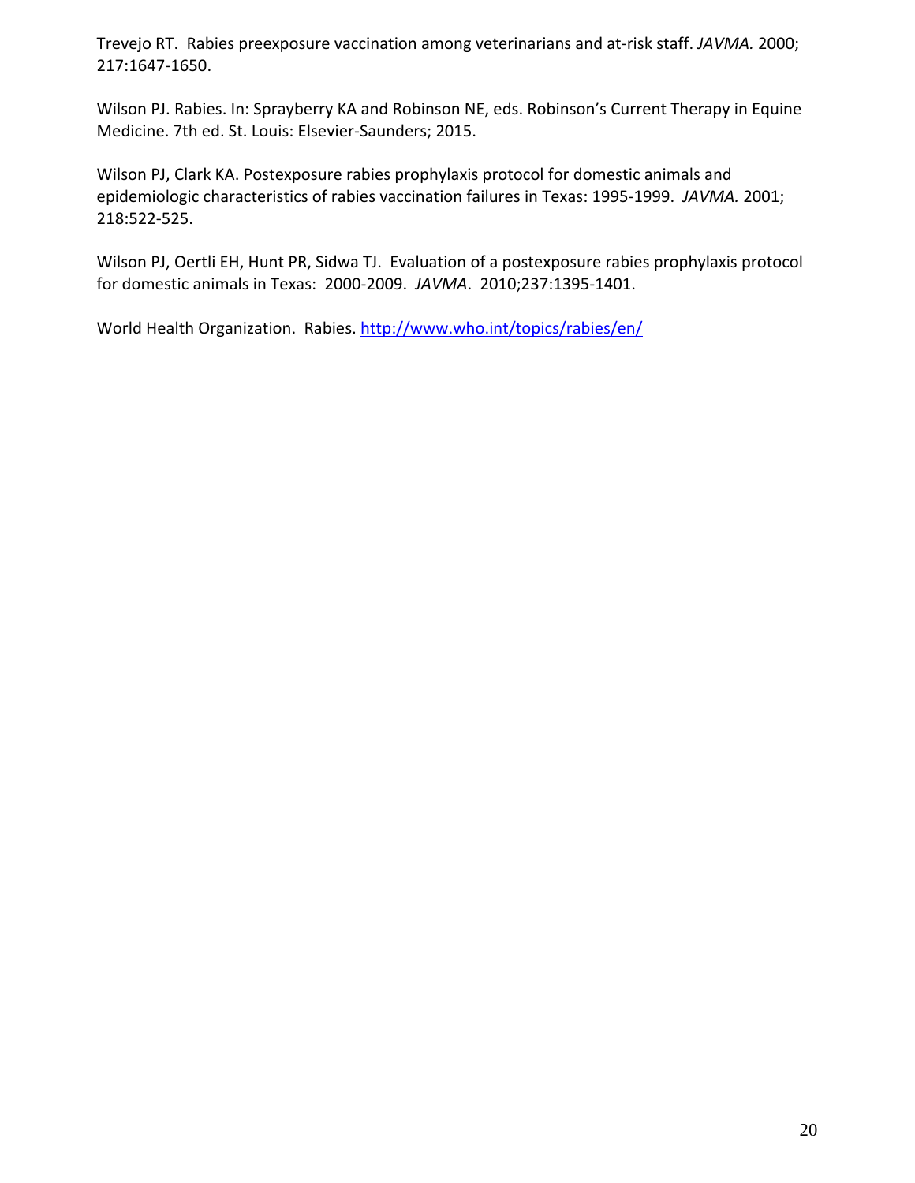Trevejo RT. Rabies preexposure vaccination among veterinarians and at-risk staff. *JAVMA.* 2000; 217:1647-1650.

Wilson PJ. Rabies. In: Sprayberry KA and Robinson NE, eds. Robinson's Current Therapy in Equine Medicine. 7th ed. St. Louis: Elsevier-Saunders; 2015.

Wilson PJ, Clark KA. Postexposure rabies prophylaxis protocol for domestic animals and epidemiologic characteristics of rabies vaccination failures in Texas: 1995-1999. *JAVMA.* 2001; 218:522-525.

Wilson PJ, Oertli EH, Hunt PR, Sidwa TJ. Evaluation of a postexposure rabies prophylaxis protocol for domestic animals in Texas: 2000-2009. *JAVMA*. 2010;237:1395-1401.

World Health Organization. Rabies. http://www.who.int/topics/rabies/en/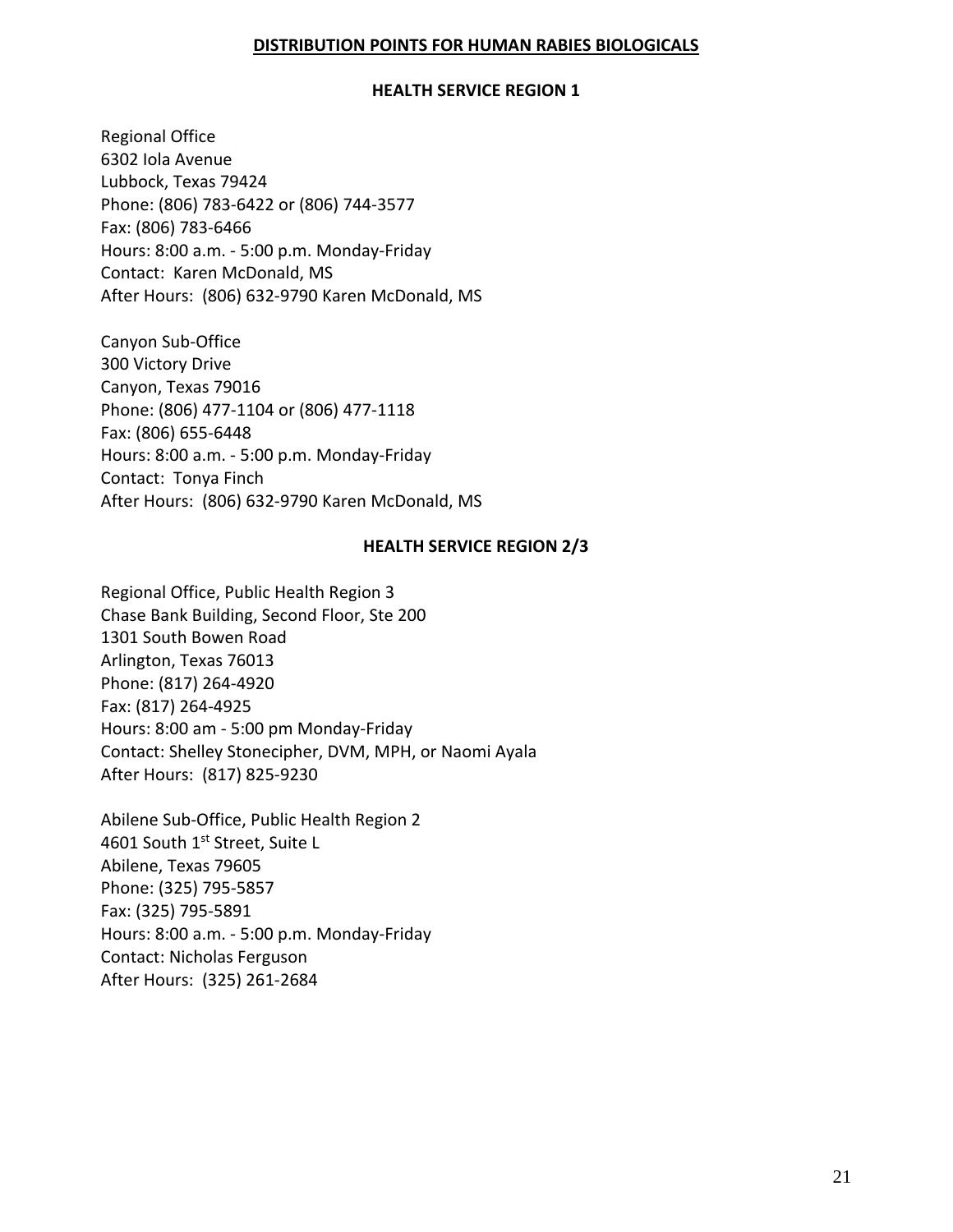## DISTRIBUTION POINTS FOR HUMAN RABIES BIOLOGICALS

### HEALTH SERVICE REGION 1

Regional Office
6302 Iola Avenue
Lubbock, Texas 79424
Phone: (806) 783-6422 or (806) 744-3577
Fax: (806) 783-6466
Hours: 8:00 a.m. - 5:00 p.m. Monday-Friday
Contact: Karen McDonald, MS
After Hours: (806) 632-9790 Karen McDonald, MS

Canyon Sub-Office
300 Victory Drive
Canyon, Texas 79016
Phone: (806) 477-1104 or (806) 477-1118
Fax: (806) 655-6448
Hours: 8:00 a.m. - 5:00 p.m. Monday-Friday
Contact: Tonya Finch
After Hours: (806) 632-9790 Karen McDonald, MS

### HEALTH SERVICE REGION 2/3

Regional Office, Public Health Region 3
Chase Bank Building, Second Floor, Ste 200
1301 South Bowen Road
Arlington, Texas 76013
Phone: (817) 264-4920
Fax: (817) 264-4925
Hours: 8:00 am - 5:00 pm Monday-Friday
Contact: Shelley Stonecipher, DVM, MPH, or Naomi Ayala
After Hours: (817) 825-9230

Abilene Sub-Office, Public Health Region 2
4601 South 1st Street, Suite L
Abilene, Texas 79605
Phone: (325) 795-5857
Fax: (325) 795-5891
Hours: 8:00 a.m. - 5:00 p.m. Monday-Friday
Contact: Nicholas Ferguson
After Hours: (325) 261-2684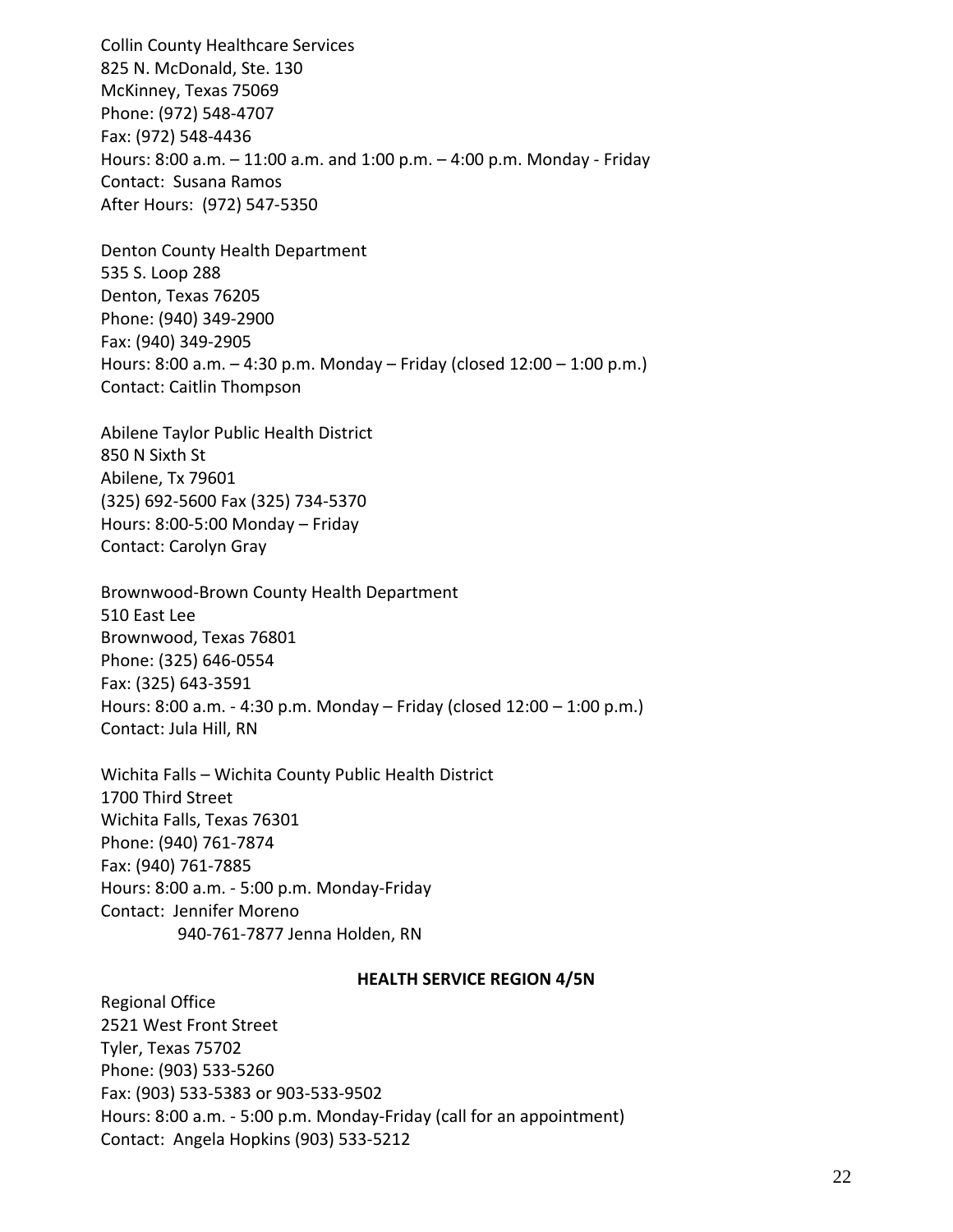Collin County Healthcare Services
825 N. McDonald, Ste. 130
McKinney, Texas 75069
Phone: (972) 548-4707
Fax: (972) 548-4436
Hours: 8:00 a.m. – 11:00 a.m. and 1:00 p.m. – 4:00 p.m. Monday - Friday
Contact: Susana Ramos
After Hours: (972) 547-5350

Denton County Health Department
535 S. Loop 288
Denton, Texas 76205
Phone: (940) 349-2900
Fax: (940) 349-2905
Hours: 8:00 a.m. – 4:30 p.m. Monday – Friday (closed 12:00 – 1:00 p.m.)
Contact: Caitlin Thompson

Abilene Taylor Public Health District
850 N Sixth St
Abilene, Tx 79601
(325) 692-5600 Fax (325) 734-5370
Hours: 8:00-5:00 Monday – Friday
Contact: Carolyn Gray

Brownwood-Brown County Health Department
510 East Lee
Brownwood, Texas 76801
Phone: (325) 646-0554
Fax: (325) 643-3591
Hours: 8:00 a.m. - 4:30 p.m. Monday – Friday (closed 12:00 – 1:00 p.m.)
Contact: Jula Hill, RN

Wichita Falls – Wichita County Public Health District
1700 Third Street
Wichita Falls, Texas 76301
Phone: (940) 761-7874
Fax: (940) 761-7885
Hours: 8:00 a.m. - 5:00 p.m. Monday-Friday
Contact: Jennifer Moreno
940-761-7877 Jenna Holden, RN

**HEALTH SERVICE REGION 4/5N**

Regional Office
2521 West Front Street
Tyler, Texas 75702
Phone: (903) 533-5260
Fax: (903) 533-5383 or 903-533-9502
Hours: 8:00 a.m. - 5:00 p.m. Monday-Friday (call for an appointment)
Contact: Angela Hopkins (903) 533-5212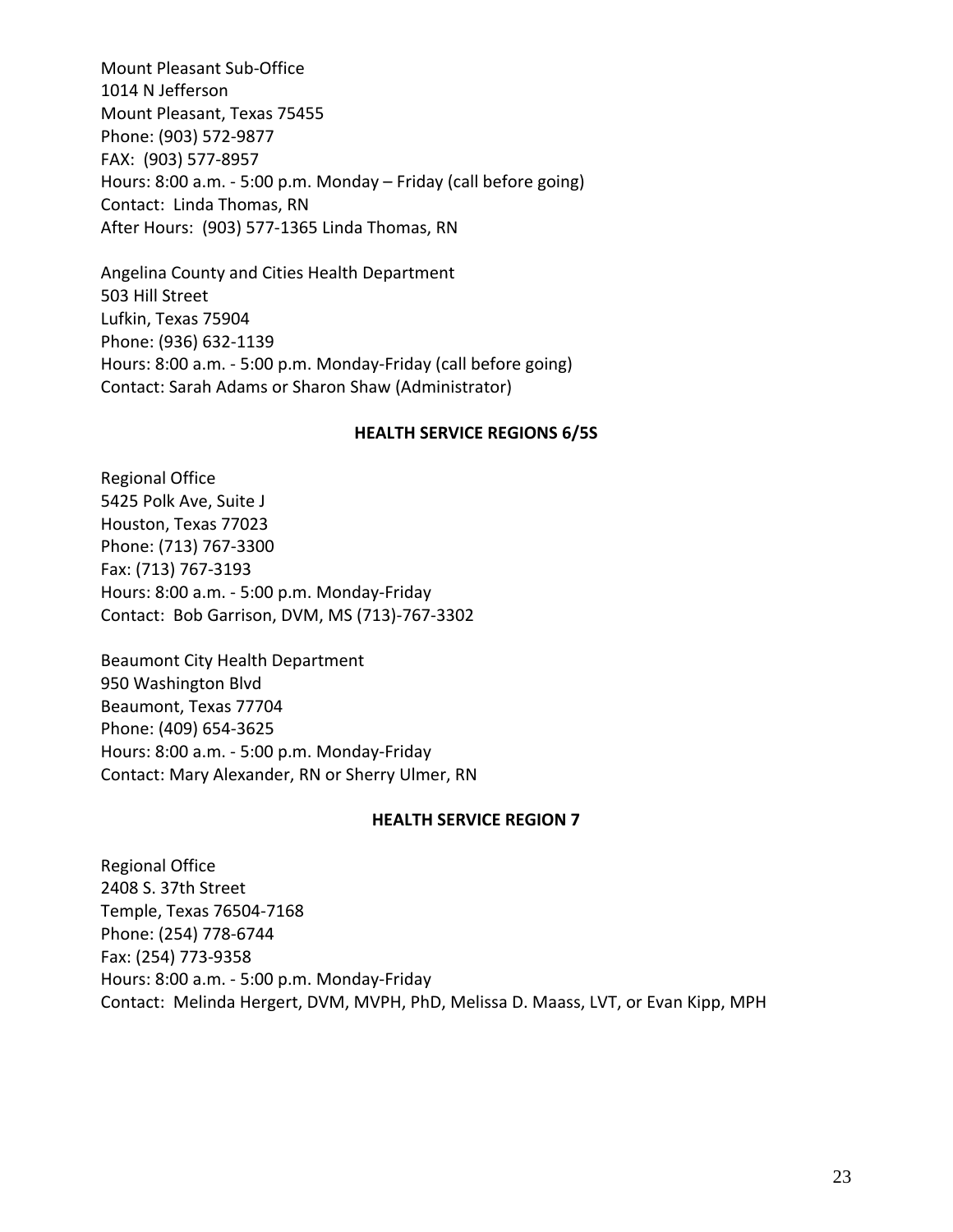Mount Pleasant Sub-Office
1014 N Jefferson
Mount Pleasant, Texas 75455
Phone: (903) 572-9877
FAX: (903) 577-8957
Hours: 8:00 a.m. - 5:00 p.m. Monday – Friday (call before going)
Contact: Linda Thomas, RN
After Hours: (903) 577-1365 Linda Thomas, RN

Angelina County and Cities Health Department
503 Hill Street
Lufkin, Texas 75904
Phone: (936) 632-1139
Hours: 8:00 a.m. - 5:00 p.m. Monday-Friday (call before going)
Contact: Sarah Adams or Sharon Shaw (Administrator)

**HEALTH SERVICE REGIONS 6/5S**

Regional Office
5425 Polk Ave, Suite J
Houston, Texas 77023
Phone: (713) 767-3300
Fax: (713) 767-3193
Hours: 8:00 a.m. - 5:00 p.m. Monday-Friday
Contact: Bob Garrison, DVM, MS (713)-767-3302

Beaumont City Health Department
950 Washington Blvd
Beaumont, Texas 77704
Phone: (409) 654-3625
Hours: 8:00 a.m. - 5:00 p.m. Monday-Friday
Contact: Mary Alexander, RN or Sherry Ulmer, RN

**HEALTH SERVICE REGION 7**

Regional Office
2408 S. 37th Street
Temple, Texas 76504-7168
Phone: (254) 778-6744
Fax: (254) 773-9358
Hours: 8:00 a.m. - 5:00 p.m. Monday-Friday
Contact: Melinda Hergert, DVM, MVPH, PhD, Melissa D. Maass, LVT, or Evan Kipp, MPH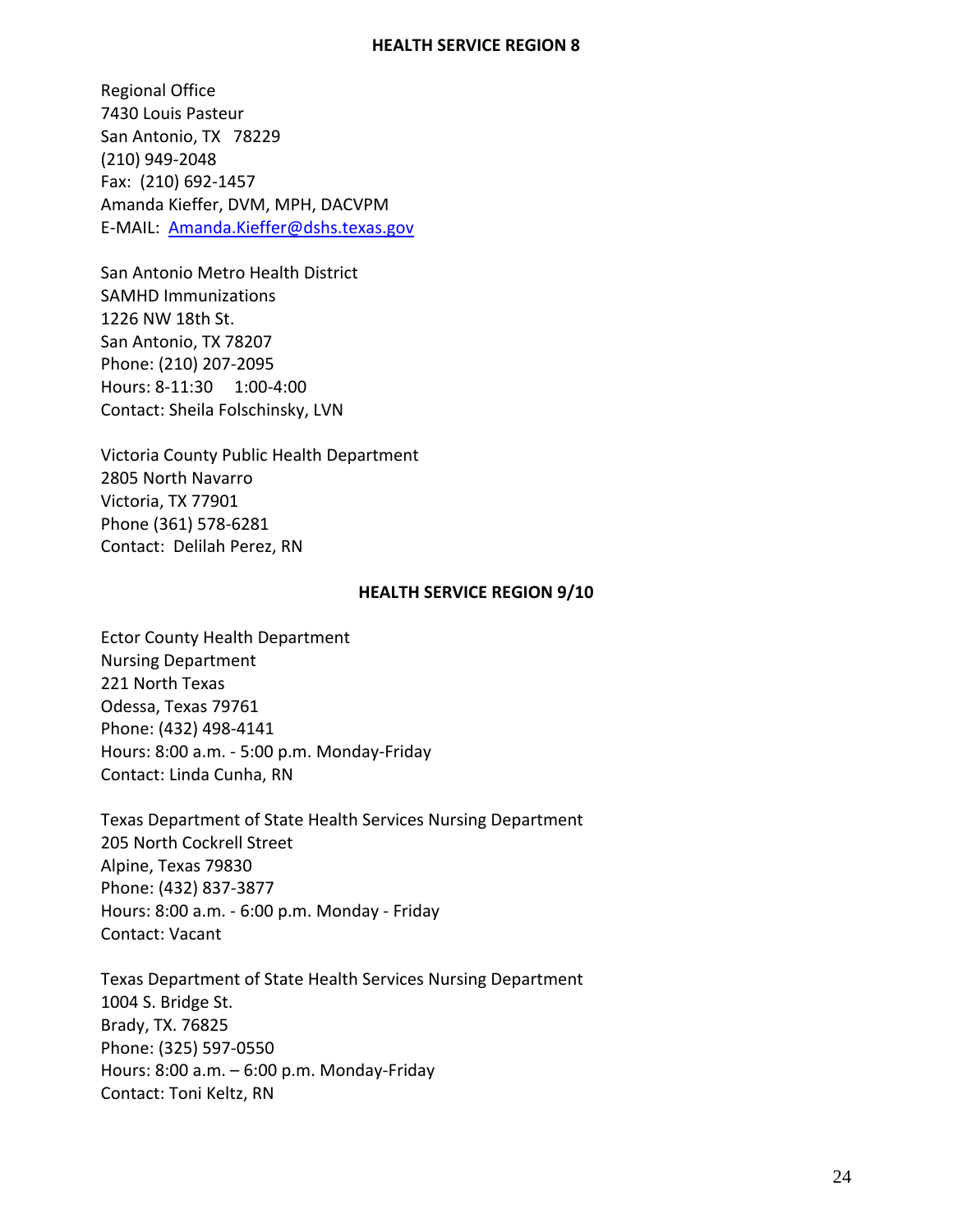## HEALTH SERVICE REGION 8

Regional Office
7430 Louis Pasteur
San Antonio, TX 78229
(210) 949-2048
Fax: (210) 692-1457
Amanda Kieffer, DVM, MPH, DACVPM
E-MAIL: Amanda.Kieffer@dshs.texas.gov

San Antonio Metro Health District
SAMHD Immunizations
1226 NW 18th St.
San Antonio, TX 78207
Phone: (210) 207-2095
Hours: 8-11:30 1:00-4:00
Contact: Sheila Folschinsky, LVN

Victoria County Public Health Department
2805 North Navarro
Victoria, TX 77901
Phone (361) 578-6281
Contact: Delilah Perez, RN

## HEALTH SERVICE REGION 9/10

Ector County Health Department
Nursing Department
221 North Texas
Odessa, Texas 79761
Phone: (432) 498-4141
Hours: 8:00 a.m. - 5:00 p.m. Monday-Friday
Contact: Linda Cunha, RN

Texas Department of State Health Services Nursing Department
205 North Cockrell Street
Alpine, Texas 79830
Phone: (432) 837-3877
Hours: 8:00 a.m. - 6:00 p.m. Monday - Friday
Contact: Vacant

Texas Department of State Health Services Nursing Department
1004 S. Bridge St.
Brady, TX. 76825
Phone: (325) 597-0550
Hours: 8:00 a.m. – 6:00 p.m. Monday-Friday
Contact: Toni Keltz, RN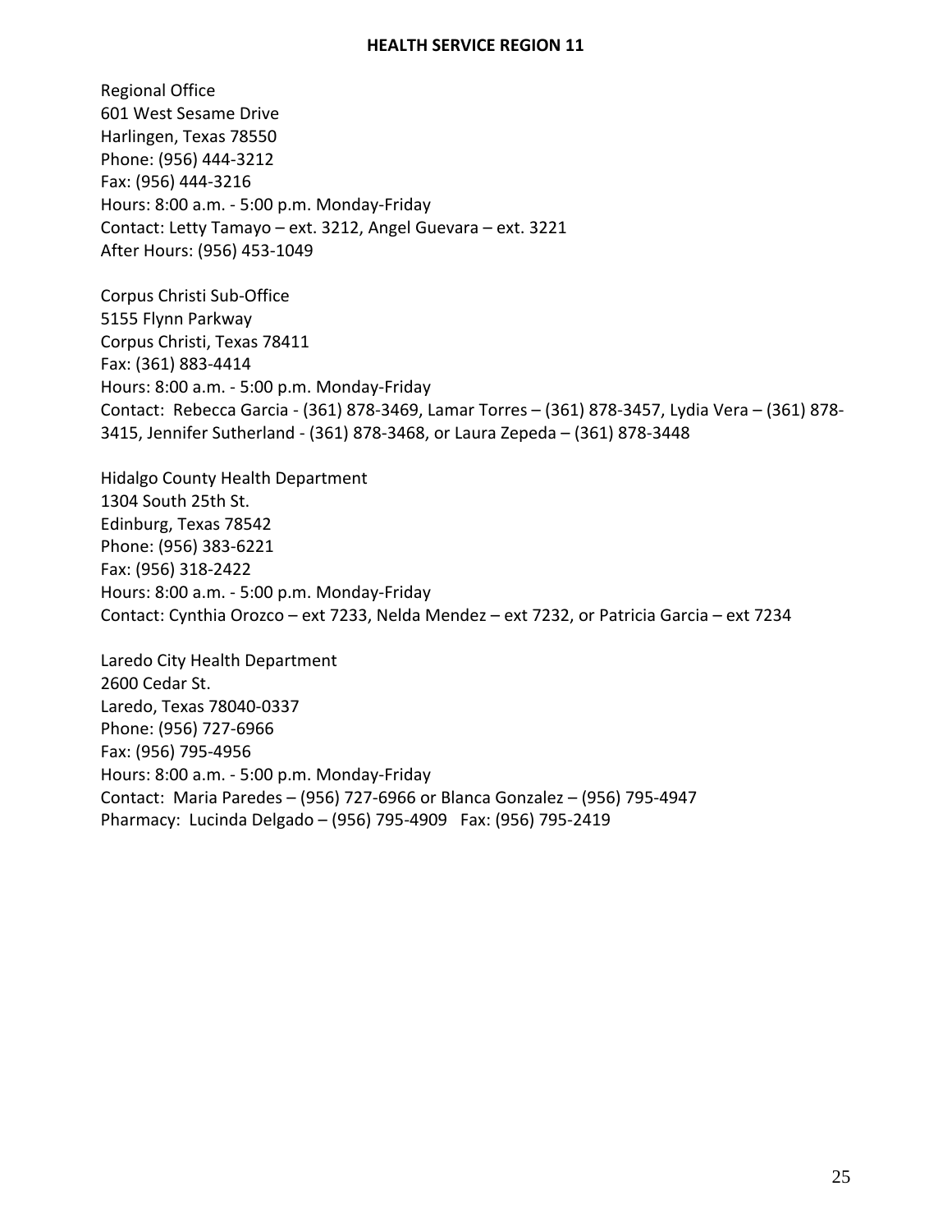## HEALTH SERVICE REGION 11

Regional Office
601 West Sesame Drive
Harlingen, Texas 78550
Phone: (956) 444-3212
Fax: (956) 444-3216
Hours: 8:00 a.m. - 5:00 p.m. Monday-Friday
Contact: Letty Tamayo – ext. 3212, Angel Guevara – ext. 3221
After Hours: (956) 453-1049

Corpus Christi Sub-Office
5155 Flynn Parkway
Corpus Christi, Texas 78411
Fax: (361) 883-4414
Hours: 8:00 a.m. - 5:00 p.m. Monday-Friday
Contact: Rebecca Garcia - (361) 878-3469, Lamar Torres – (361) 878-3457, Lydia Vera – (361) 878-3415, Jennifer Sutherland - (361) 878-3468, or Laura Zepeda – (361) 878-3448

Hidalgo County Health Department
1304 South 25th St.
Edinburg, Texas 78542
Phone: (956) 383-6221
Fax: (956) 318-2422
Hours: 8:00 a.m. - 5:00 p.m. Monday-Friday
Contact: Cynthia Orozco – ext 7233, Nelda Mendez – ext 7232, or Patricia Garcia – ext 7234

Laredo City Health Department
2600 Cedar St.
Laredo, Texas 78040-0337
Phone: (956) 727-6966
Fax: (956) 795-4956
Hours: 8:00 a.m. - 5:00 p.m. Monday-Friday
Contact: Maria Paredes – (956) 727-6966 or Blanca Gonzalez – (956) 795-4947
Pharmacy: Lucinda Delgado – (956) 795-4909 Fax: (956) 795-2419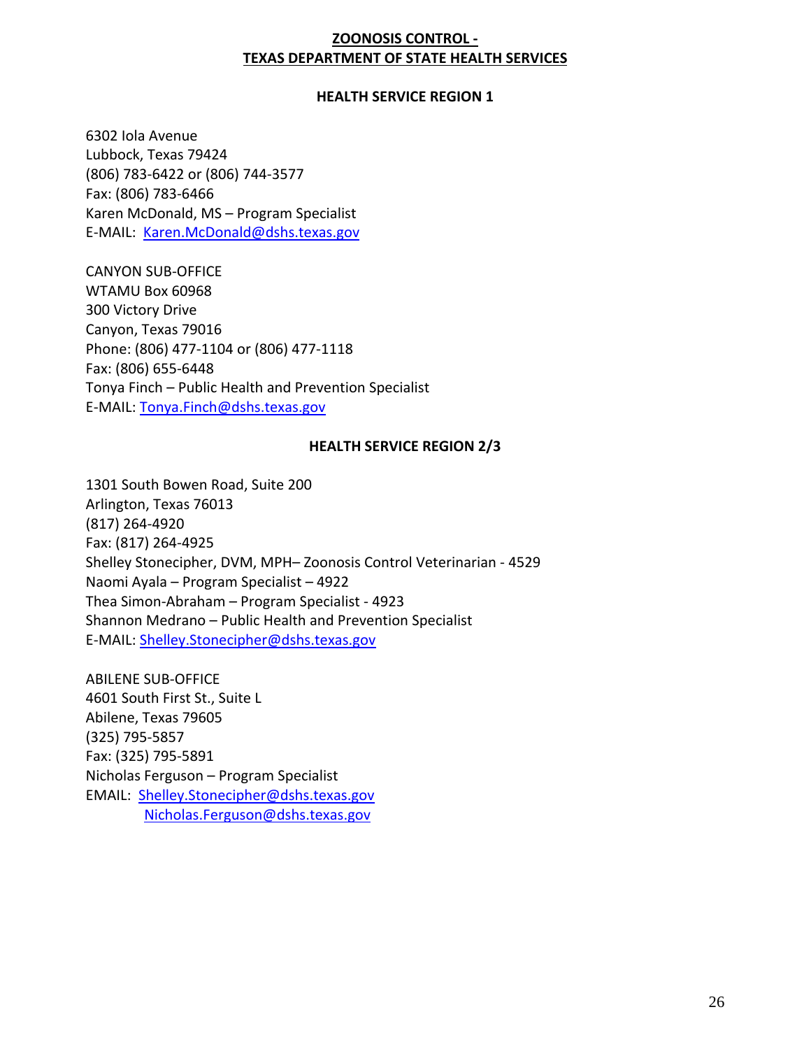## ZOONOSIS CONTROL - TEXAS DEPARTMENT OF STATE HEALTH SERVICES

### HEALTH SERVICE REGION 1

6302 Iola Avenue  
Lubbock, Texas 79424  
(806) 783-6422 or (806) 744-3577  
Fax: (806) 783-6466  
Karen McDonald, MS – Program Specialist  
E-MAIL: Karen.McDonald@dshs.texas.gov

CANYON SUB-OFFICE  
WTAMU Box 60968  
300 Victory Drive  
Canyon, Texas 79016  
Phone: (806) 477-1104 or (806) 477-1118  
Fax: (806) 655-6448  
Tonya Finch – Public Health and Prevention Specialist  
E-MAIL: Tonya.Finch@dshs.texas.gov

### HEALTH SERVICE REGION 2/3

1301 South Bowen Road, Suite 200  
Arlington, Texas 76013  
(817) 264-4920  
Fax: (817) 264-4925  
Shelley Stonecipher, DVM, MPH– Zoonosis Control Veterinarian - 4529  
Naomi Ayala – Program Specialist – 4922  
Thea Simon-Abraham – Program Specialist - 4923  
Shannon Medrano – Public Health and Prevention Specialist  
E-MAIL: Shelley.Stonecipher@dshs.texas.gov

ABILENE SUB-OFFICE  
4601 South First St., Suite L  
Abilene, Texas 79605  
(325) 795-5857  
Fax: (325) 795-5891  
Nicholas Ferguson – Program Specialist  
EMAIL: Shelley.Stonecipher@dshs.texas.gov  
Nicholas.Ferguson@dshs.texas.gov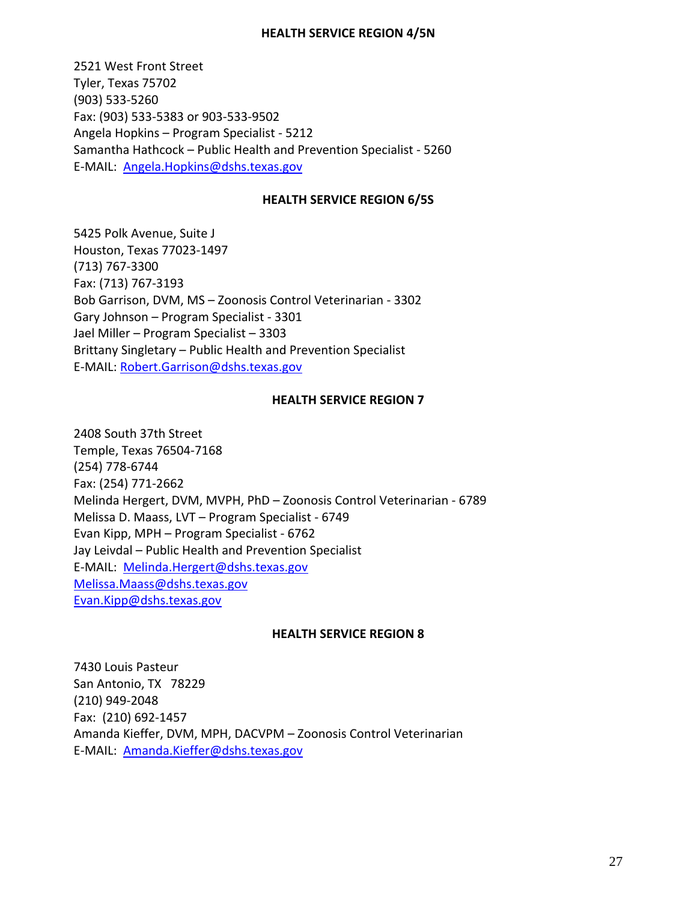## HEALTH SERVICE REGION 4/5N

2521 West Front Street
Tyler, Texas 75702
(903) 533-5260
Fax: (903) 533-5383 or 903-533-9502
Angela Hopkins – Program Specialist - 5212
Samantha Hathcock – Public Health and Prevention Specialist - 5260
E-MAIL: Angela.Hopkins@dshs.texas.gov

## HEALTH SERVICE REGION 6/5S

5425 Polk Avenue, Suite J
Houston, Texas 77023-1497
(713) 767-3300
Fax: (713) 767-3193
Bob Garrison, DVM, MS – Zoonosis Control Veterinarian - 3302
Gary Johnson – Program Specialist - 3301
Jael Miller – Program Specialist – 3303
Brittany Singletary – Public Health and Prevention Specialist
E-MAIL: Robert.Garrison@dshs.texas.gov

## HEALTH SERVICE REGION 7

2408 South 37th Street
Temple, Texas 76504-7168
(254) 778-6744
Fax: (254) 771-2662
Melinda Hergert, DVM, MVPH, PhD – Zoonosis Control Veterinarian - 6789
Melissa D. Maass, LVT – Program Specialist - 6749
Evan Kipp, MPH – Program Specialist - 6762
Jay Leivdal – Public Health and Prevention Specialist
E-MAIL: Melinda.Hergert@dshs.texas.gov
Melissa.Maass@dshs.texas.gov
Evan.Kipp@dshs.texas.gov

## HEALTH SERVICE REGION 8

7430 Louis Pasteur
San Antonio, TX 78229
(210) 949-2048
Fax: (210) 692-1457
Amanda Kieffer, DVM, MPH, DACVPM – Zoonosis Control Veterinarian
E-MAIL: Amanda.Kieffer@dshs.texas.gov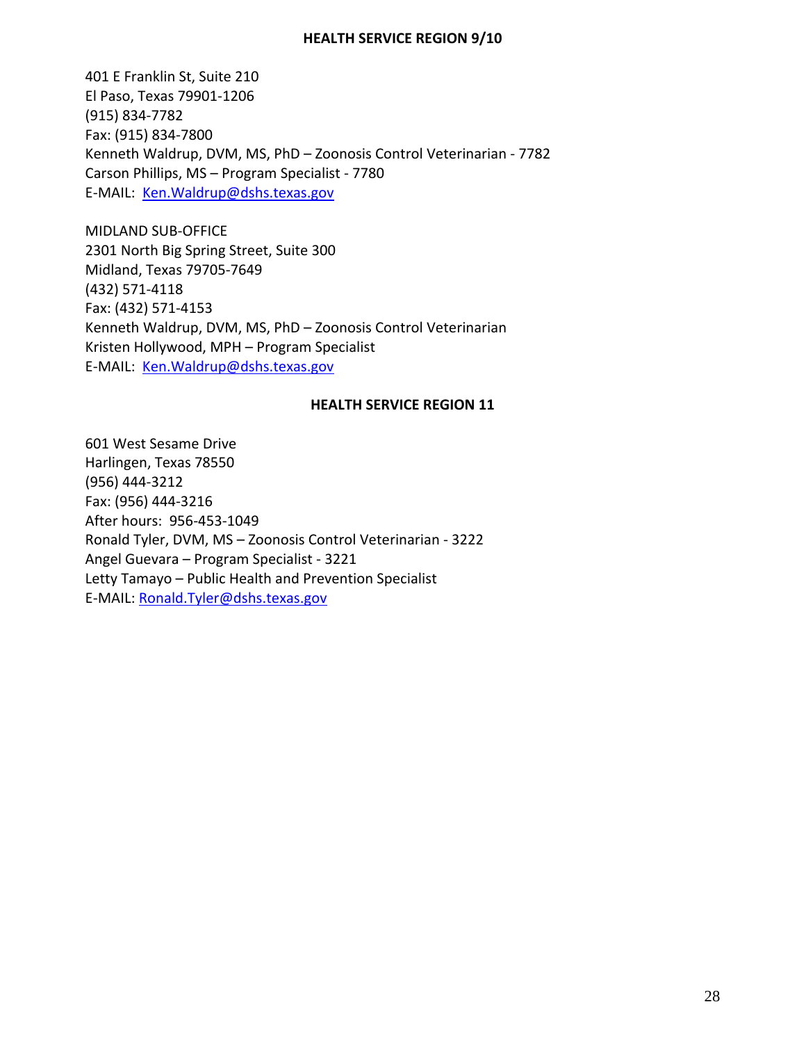## HEALTH SERVICE REGION 9/10

401 E Franklin St, Suite 210
El Paso, Texas 79901-1206
(915) 834-7782
Fax: (915) 834-7800
Kenneth Waldrup, DVM, MS, PhD – Zoonosis Control Veterinarian - 7782
Carson Phillips, MS – Program Specialist - 7780
E-MAIL: Ken.Waldrup@dshs.texas.gov

MIDLAND SUB-OFFICE
2301 North Big Spring Street, Suite 300
Midland, Texas 79705-7649
(432) 571-4118
Fax: (432) 571-4153
Kenneth Waldrup, DVM, MS, PhD – Zoonosis Control Veterinarian
Kristen Hollywood, MPH – Program Specialist
E-MAIL: Ken.Waldrup@dshs.texas.gov

## HEALTH SERVICE REGION 11

601 West Sesame Drive
Harlingen, Texas 78550
(956) 444-3212
Fax: (956) 444-3216
After hours: 956-453-1049
Ronald Tyler, DVM, MS – Zoonosis Control Veterinarian - 3222
Angel Guevara – Program Specialist - 3221
Letty Tamayo – Public Health and Prevention Specialist
E-MAIL: Ronald.Tyler@dshs.texas.gov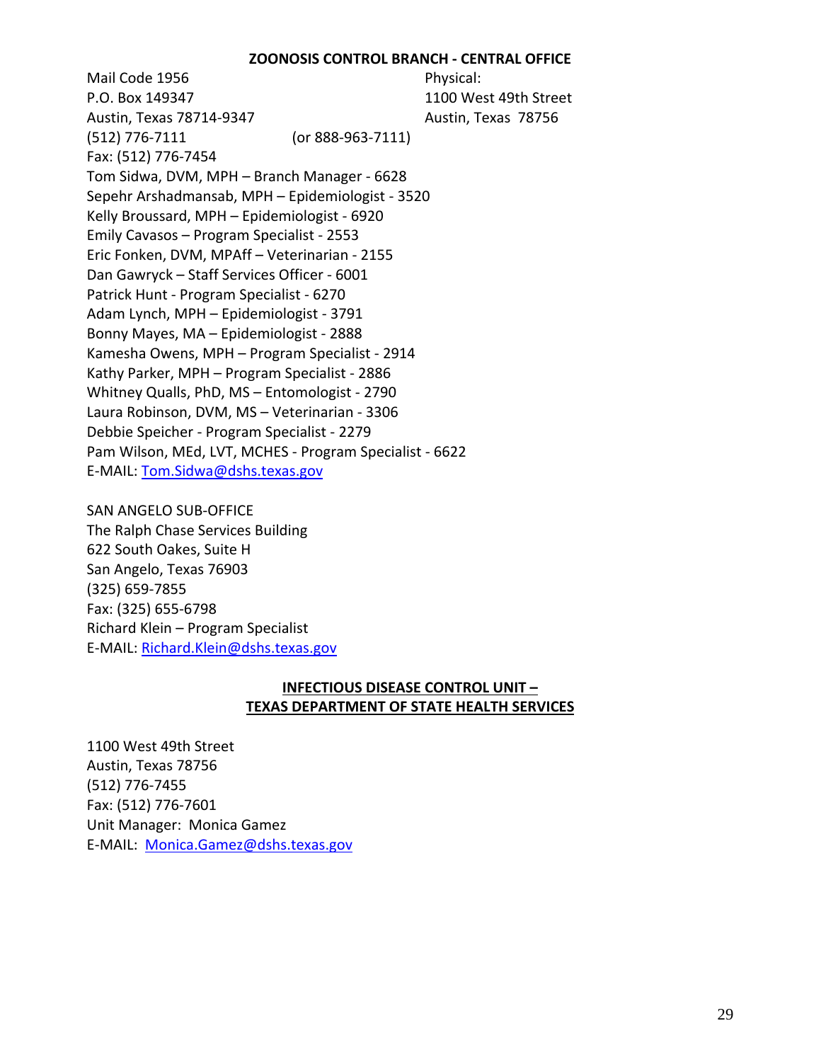**ZOONOSIS CONTROL BRANCH - CENTRAL OFFICE**

Mail Code 1956
P.O. Box 149347
Austin, Texas 78714-9347
(512) 776-7111 (or 888-963-7111)
Fax: (512) 776-7454

Physical:
1100 West 49th Street
Austin, Texas 78756

Tom Sidwa, DVM, MPH – Branch Manager - 6628
Sepehr Arshadmansab, MPH – Epidemiologist - 3520
Kelly Broussard, MPH – Epidemiologist - 6920
Emily Cavasos – Program Specialist - 2553
Eric Fonken, DVM, MPAff – Veterinarian - 2155
Dan Gawryck – Staff Services Officer - 6001
Patrick Hunt - Program Specialist - 6270
Adam Lynch, MPH – Epidemiologist - 3791
Bonny Mayes, MA – Epidemiologist - 2888
Kamesha Owens, MPH – Program Specialist - 2914
Kathy Parker, MPH – Program Specialist - 2886
Whitney Qualls, PhD, MS – Entomologist - 2790
Laura Robinson, DVM, MS – Veterinarian - 3306
Debbie Speicher - Program Specialist - 2279
Pam Wilson, MEd, LVT, MCHES - Program Specialist - 6622
E-MAIL: Tom.Sidwa@dshs.texas.gov

SAN ANGELO SUB-OFFICE
The Ralph Chase Services Building
622 South Oakes, Suite H
San Angelo, Texas 76903
(325) 659-7855
Fax: (325) 655-6798
Richard Klein – Program Specialist
E-MAIL: Richard.Klein@dshs.texas.gov

**INFECTIOUS DISEASE CONTROL UNIT –**
**TEXAS DEPARTMENT OF STATE HEALTH SERVICES**

1100 West 49th Street
Austin, Texas 78756
(512) 776-7455
Fax: (512) 776-7601
Unit Manager: Monica Gamez
E-MAIL: Monica.Gamez@dshs.texas.gov